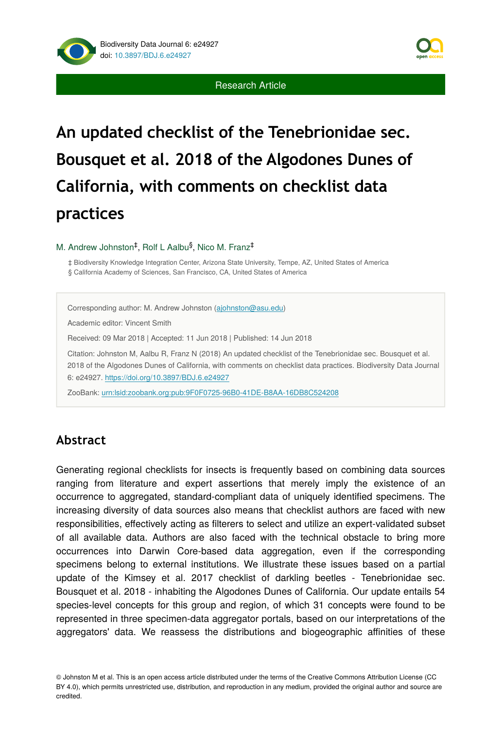Research Article

# An updated checklist of the Tenebrionidae sec. Bousquet et al. 2018 of the Algodones Dunes of California, with comments on checklist data practices

M. Andrew Johnston[‡], Rolf L Aalbu[§], Nico M. Franz[‡]

‡ Biodiversity Knowledge Integration Center, Arizona State University, Tempe, AZ, United States of America
§ California Academy of Sciences, San Francisco, CA, United States of America

Corresponding author: M. Andrew Johnston (ajohnston@asu.edu)

Academic editor: Vincent Smith

Received: 09 Mar 2018 | Accepted: 11 Jun 2018 | Published: 14 Jun 2018

Citation: Johnston M, Aalbu R, Franz N (2018) An updated checklist of the Tenebrionidae sec. Bousquet et al. 2018 of the Algodones Dunes of California, with comments on checklist data practices. Biodiversity Data Journal 6: e24927. https://doi.org/10.3897/BDJ.6.e24927

ZooBank: urn:lsid:zoobank.org:pub:9F0F0725-96B0-41DE-B8AA-16DB8C524208

## Abstract

Generating regional checklists for insects is frequently based on combining data sources ranging from literature and expert assertions that merely imply the existence of an occurrence to aggregated, standard-compliant data of uniquely identified specimens. The increasing diversity of data sources also means that checklist authors are faced with new responsibilities, effectively acting as filterers to select and utilize an expert-validated subset of all available data. Authors are also faced with the technical obstacle to bring more occurrences into Darwin Core-based data aggregation, even if the corresponding specimens belong to external institutions. We illustrate these issues based on a partial update of the Kimsey et al. 2017 checklist of darkling beetles - Tenebrionidae sec. Bousquet et al. 2018 - inhabiting the Algodones Dunes of California. Our update entails 54 species-level concepts for this group and region, of which 31 concepts were found to be represented in three specimen-data aggregator portals, based on our interpretations of the aggregators' data. We reassess the distributions and biogeographic affinities of these

© Johnston M et al. This is an open access article distributed under the terms of the Creative Commons Attribution License (CC BY 4.0), which permits unrestricted use, distribution, and reproduction in any medium, provided the original author and source are credited.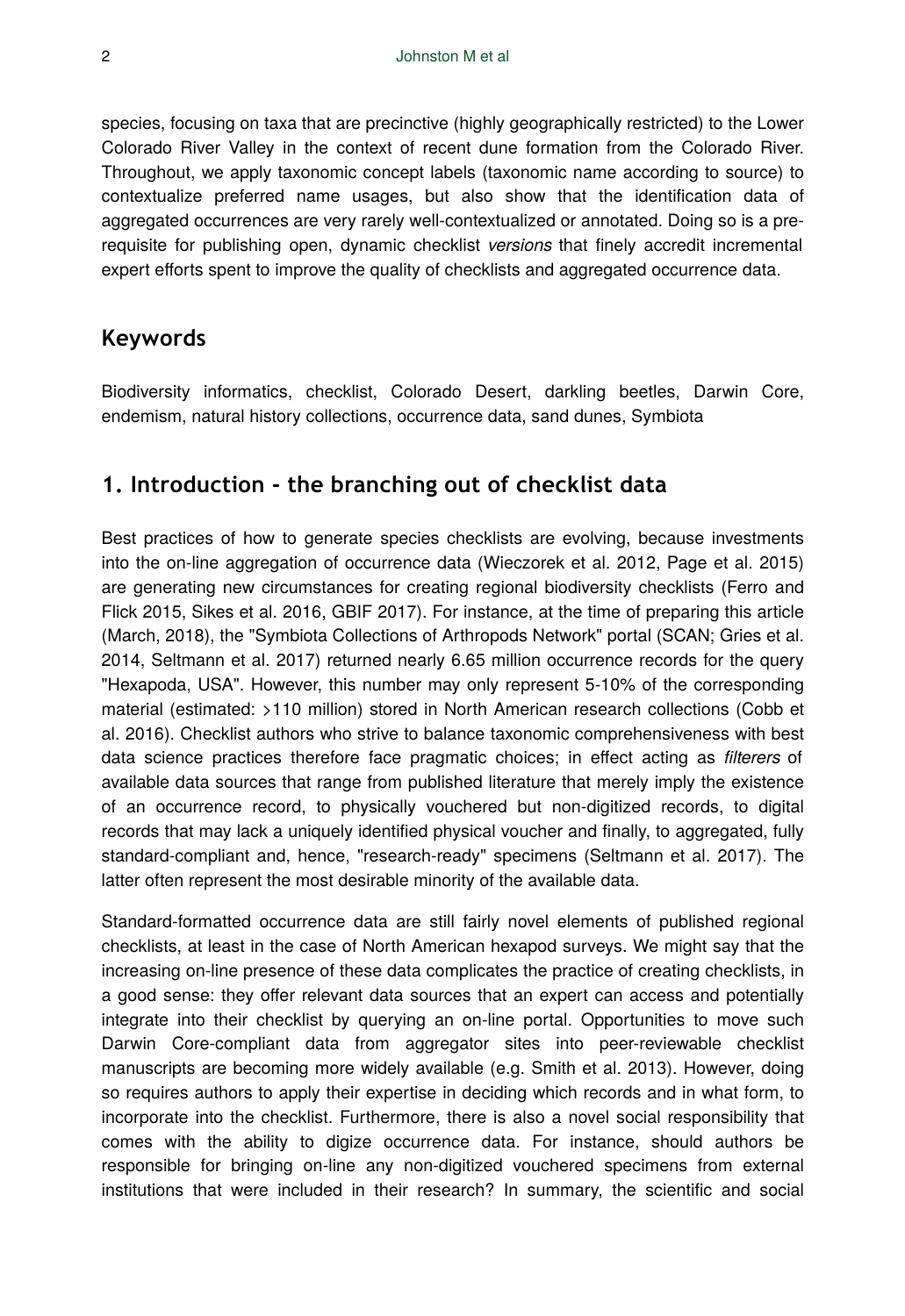species, focusing on taxa that are precinctive (highly geographically restricted) to the Lower Colorado River Valley in the context of recent dune formation from the Colorado River. Throughout, we apply taxonomic concept labels (taxonomic name according to source) to contextualize preferred name usages, but also show that the identification data of aggregated occurrences are very rarely well-contextualized or annotated. Doing so is a pre-requisite for publishing open, dynamic checklist *versions* that finely accredit incremental expert efforts spent to improve the quality of checklists and aggregated occurrence data.

## Keywords

Biodiversity informatics, checklist, Colorado Desert, darkling beetles, Darwin Core, endemism, natural history collections, occurrence data, sand dunes, Symbiota

## 1. Introduction - the branching out of checklist data

Best practices of how to generate species checklists are evolving, because investments into the on-line aggregation of occurrence data (Wieczorek et al. 2012, Page et al. 2015) are generating new circumstances for creating regional biodiversity checklists (Ferro and Flick 2015, Sikes et al. 2016, GBIF 2017). For instance, at the time of preparing this article (March, 2018), the "Symbiota Collections of Arthropods Network" portal (SCAN; Gries et al. 2014, Seltmann et al. 2017) returned nearly 6.65 million occurrence records for the query "Hexapoda, USA". However, this number may only represent 5-10% of the corresponding material (estimated: >110 million) stored in North American research collections (Cobb et al. 2016). Checklist authors who strive to balance taxonomic comprehensiveness with best data science practices therefore face pragmatic choices; in effect acting as *filterers* of available data sources that range from published literature that merely imply the existence of an occurrence record, to physically vouchered but non-digitized records, to digital records that may lack a uniquely identified physical voucher and finally, to aggregated, fully standard-compliant and, hence, "research-ready" specimens (Seltmann et al. 2017). The latter often represent the most desirable minority of the available data.

Standard-formatted occurrence data are still fairly novel elements of published regional checklists, at least in the case of North American hexapod surveys. We might say that the increasing on-line presence of these data complicates the practice of creating checklists, in a good sense: they offer relevant data sources that an expert can access and potentially integrate into their checklist by querying an on-line portal. Opportunities to move such Darwin Core-compliant data from aggregator sites into peer-reviewable checklist manuscripts are becoming more widely available (e.g. Smith et al. 2013). However, doing so requires authors to apply their expertise in deciding which records and in what form, to incorporate into the checklist. Furthermore, there is also a novel social responsibility that comes with the ability to digize occurrence data. For instance, should authors be responsible for bringing on-line any non-digitized vouchered specimens from external institutions that were included in their research? In summary, the scientific and social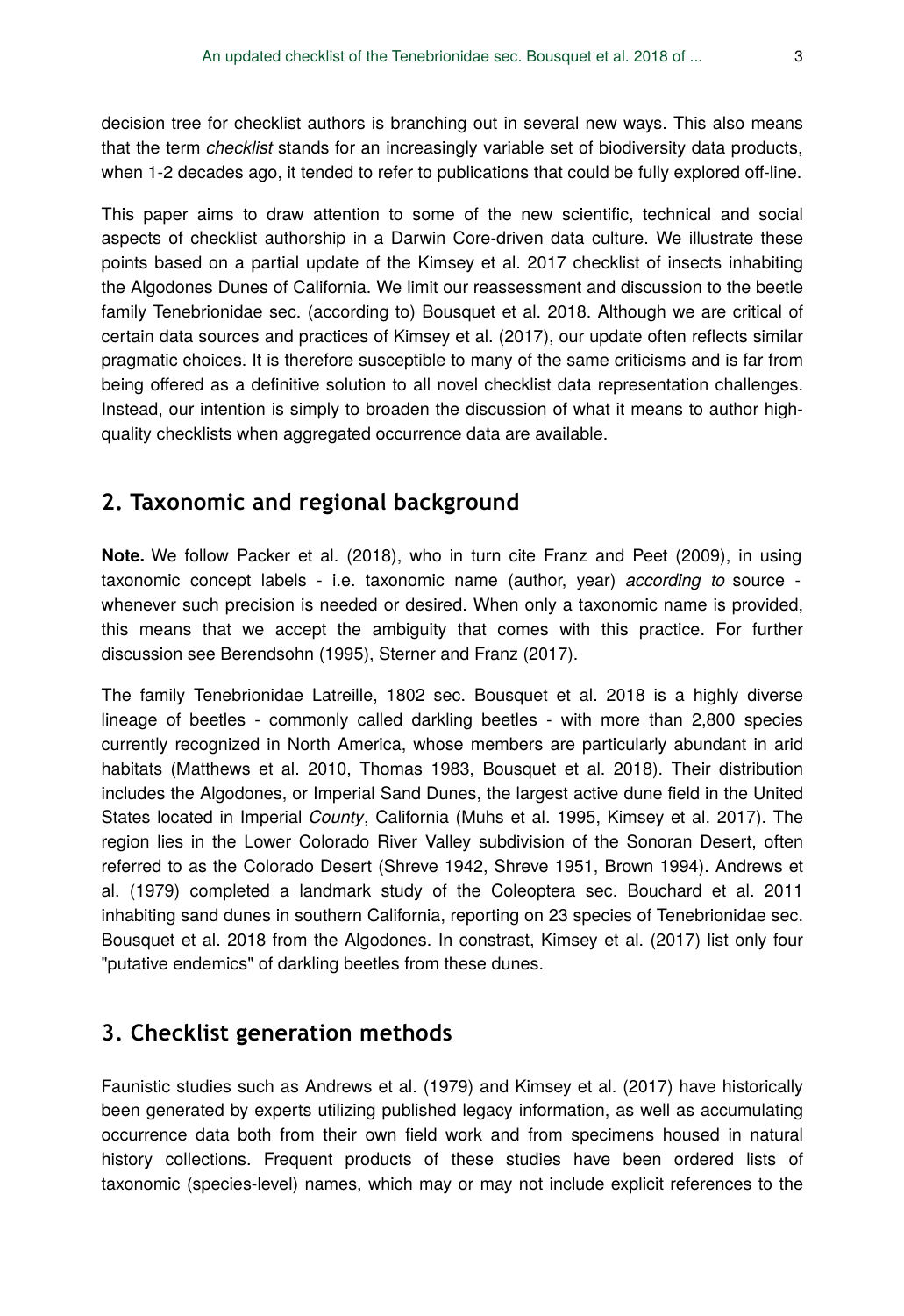decision tree for checklist authors is branching out in several new ways. This also means that the term *checklist* stands for an increasingly variable set of biodiversity data products, when 1-2 decades ago, it tended to refer to publications that could be fully explored off-line.

This paper aims to draw attention to some of the new scientific, technical and social aspects of checklist authorship in a Darwin Core-driven data culture. We illustrate these points based on a partial update of the Kimsey et al. 2017 checklist of insects inhabiting the Algodones Dunes of California. We limit our reassessment and discussion to the beetle family Tenebrionidae sec. (according to) Bousquet et al. 2018. Although we are critical of certain data sources and practices of Kimsey et al. (2017), our update often reflects similar pragmatic choices. It is therefore susceptible to many of the same criticisms and is far from being offered as a definitive solution to all novel checklist data representation challenges. Instead, our intention is simply to broaden the discussion of what it means to author high-quality checklists when aggregated occurrence data are available.

## 2. Taxonomic and regional background

**Note.** We follow Packer et al. (2018), who in turn cite Franz and Peet (2009), in using taxonomic concept labels - i.e. taxonomic name (author, year) *according to* source - whenever such precision is needed or desired. When only a taxonomic name is provided, this means that we accept the ambiguity that comes with this practice. For further discussion see Berendsohn (1995), Sterner and Franz (2017).

The family Tenebrionidae Latreille, 1802 sec. Bousquet et al. 2018 is a highly diverse lineage of beetles - commonly called darkling beetles - with more than 2,800 species currently recognized in North America, whose members are particularly abundant in arid habitats (Matthews et al. 2010, Thomas 1983, Bousquet et al. 2018). Their distribution includes the Algodones, or Imperial Sand Dunes, the largest active dune field in the United States located in Imperial *County*, California (Muhs et al. 1995, Kimsey et al. 2017). The region lies in the Lower Colorado River Valley subdivision of the Sonoran Desert, often referred to as the Colorado Desert (Shreve 1942, Shreve 1951, Brown 1994). Andrews et al. (1979) completed a landmark study of the Coleoptera sec. Bouchard et al. 2011 inhabiting sand dunes in southern California, reporting on 23 species of Tenebrionidae sec. Bousquet et al. 2018 from the Algodones. In constrast, Kimsey et al. (2017) list only four "putative endemics" of darkling beetles from these dunes.

## 3. Checklist generation methods

Faunistic studies such as Andrews et al. (1979) and Kimsey et al. (2017) have historically been generated by experts utilizing published legacy information, as well as accumulating occurrence data both from their own field work and from specimens housed in natural history collections. Frequent products of these studies have been ordered lists of taxonomic (species-level) names, which may or may not include explicit references to the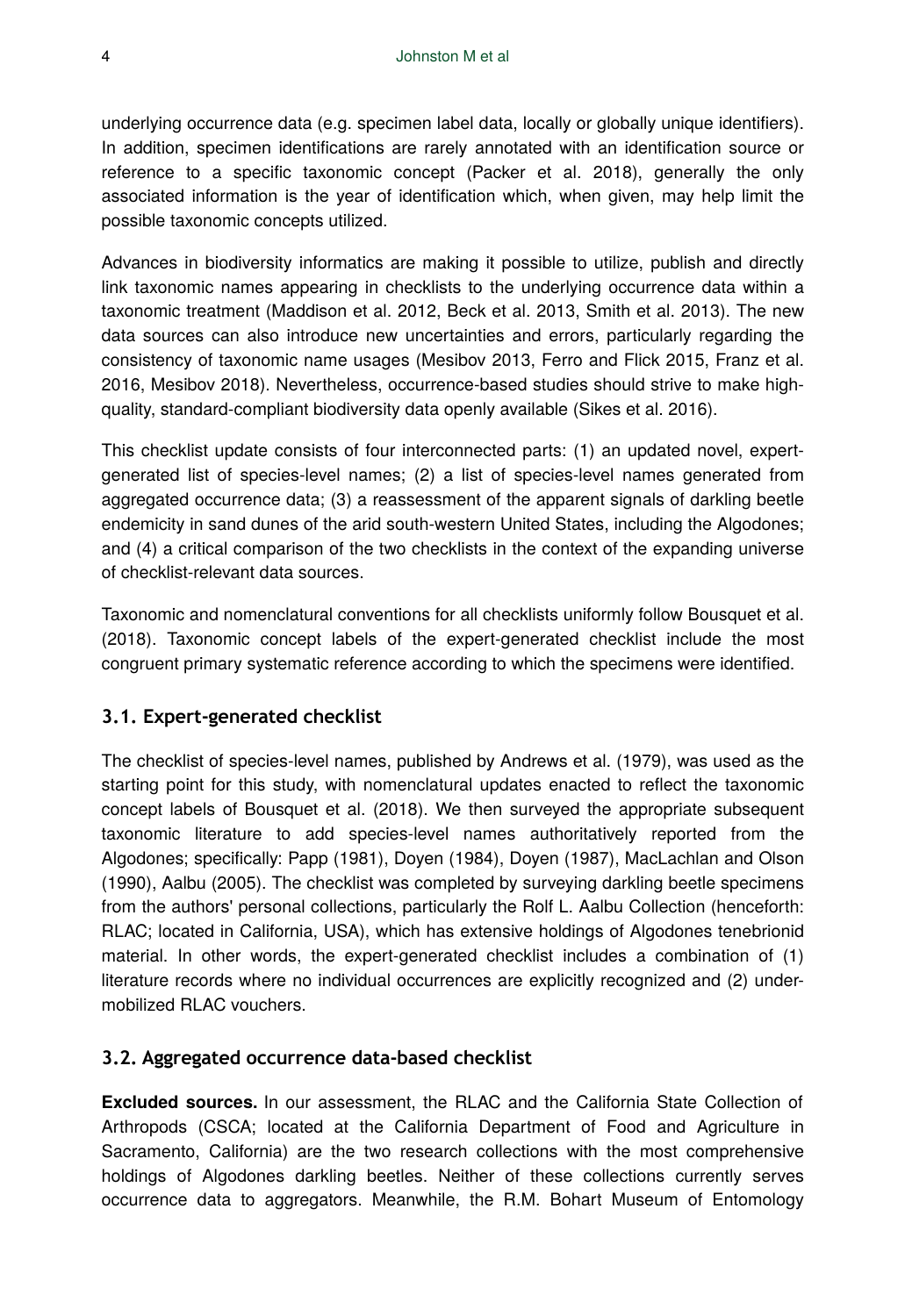underlying occurrence data (e.g. specimen label data, locally or globally unique identifiers). In addition, specimen identifications are rarely annotated with an identification source or reference to a specific taxonomic concept (Packer et al. 2018), generally the only associated information is the year of identification which, when given, may help limit the possible taxonomic concepts utilized.

Advances in biodiversity informatics are making it possible to utilize, publish and directly link taxonomic names appearing in checklists to the underlying occurrence data within a taxonomic treatment (Maddison et al. 2012, Beck et al. 2013, Smith et al. 2013). The new data sources can also introduce new uncertainties and errors, particularly regarding the consistency of taxonomic name usages (Mesibov 2013, Ferro and Flick 2015, Franz et al. 2016, Mesibov 2018). Nevertheless, occurrence-based studies should strive to make high-quality, standard-compliant biodiversity data openly available (Sikes et al. 2016).

This checklist update consists of four interconnected parts: (1) an updated novel, expert-generated list of species-level names; (2) a list of species-level names generated from aggregated occurrence data; (3) a reassessment of the apparent signals of darkling beetle endemicity in sand dunes of the arid south-western United States, including the Algodones; and (4) a critical comparison of the two checklists in the context of the expanding universe of checklist-relevant data sources.

Taxonomic and nomenclatural conventions for all checklists uniformly follow Bousquet et al. (2018). Taxonomic concept labels of the expert-generated checklist include the most congruent primary systematic reference according to which the specimens were identified.

## 3.1. Expert-generated checklist

The checklist of species-level names, published by Andrews et al. (1979), was used as the starting point for this study, with nomenclatural updates enacted to reflect the taxonomic concept labels of Bousquet et al. (2018). We then surveyed the appropriate subsequent taxonomic literature to add species-level names authoritatively reported from the Algodones; specifically: Papp (1981), Doyen (1984), Doyen (1987), MacLachlan and Olson (1990), Aalbu (2005). The checklist was completed by surveying darkling beetle specimens from the authors' personal collections, particularly the Rolf L. Aalbu Collection (henceforth: RLAC; located in California, USA), which has extensive holdings of Algodones tenebrionid material. In other words, the expert-generated checklist includes a combination of (1) literature records where no individual occurrences are explicitly recognized and (2) under-mobilized RLAC vouchers.

## 3.2. Aggregated occurrence data-based checklist

**Excluded sources.** In our assessment, the RLAC and the California State Collection of Arthropods (CSCA; located at the California Department of Food and Agriculture in Sacramento, California) are the two research collections with the most comprehensive holdings of Algodones darkling beetles. Neither of these collections currently serves occurrence data to aggregators. Meanwhile, the R.M. Bohart Museum of Entomology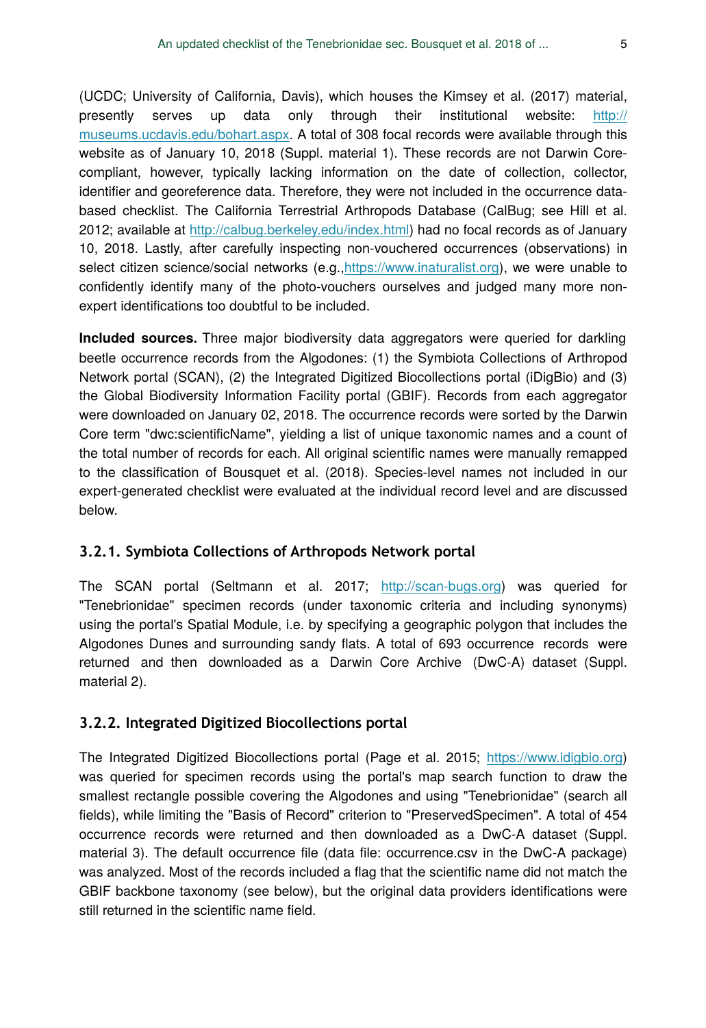(UCDC; University of California, Davis), which houses the Kimsey et al. (2017) material, presently serves up data only through their institutional website: http://museums.ucdavis.edu/bohart.aspx. A total of 308 focal records were available through this website as of January 10, 2018 (Suppl. material 1). These records are not Darwin Core-compliant, however, typically lacking information on the date of collection, collector, identifier and georeference data. Therefore, they were not included in the occurrence data-based checklist. The California Terrestrial Arthropods Database (CalBug; see Hill et al. 2012; available at http://calbug.berkeley.edu/index.html) had no focal records as of January 10, 2018. Lastly, after carefully inspecting non-vouchered occurrences (observations) in select citizen science/social networks (e.g.,https://www.inaturalist.org), we were unable to confidently identify many of the photo-vouchers ourselves and judged many more non-expert identifications too doubtful to be included.

**Included sources.** Three major biodiversity data aggregators were queried for darkling beetle occurrence records from the Algodones: (1) the Symbiota Collections of Arthropod Network portal (SCAN), (2) the Integrated Digitized Biocollections portal (iDigBio) and (3) the Global Biodiversity Information Facility portal (GBIF). Records from each aggregator were downloaded on January 02, 2018. The occurrence records were sorted by the Darwin Core term "dwc:scientificName", yielding a list of unique taxonomic names and a count of the total number of records for each. All original scientific names were manually remapped to the classification of Bousquet et al. (2018). Species-level names not included in our expert-generated checklist were evaluated at the individual record level and are discussed below.

### 3.2.1. Symbiota Collections of Arthropods Network portal

The SCAN portal (Seltmann et al. 2017; http://scan-bugs.org) was queried for "Tenebrionidae" specimen records (under taxonomic criteria and including synonyms) using the portal's Spatial Module, i.e. by specifying a geographic polygon that includes the Algodones Dunes and surrounding sandy flats. A total of 693 occurrence records were returned and then downloaded as a Darwin Core Archive (DwC-A) dataset (Suppl. material 2).

### 3.2.2. Integrated Digitized Biocollections portal

The Integrated Digitized Biocollections portal (Page et al. 2015; https://www.idigbio.org) was queried for specimen records using the portal's map search function to draw the smallest rectangle possible covering the Algodones and using "Tenebrionidae" (search all fields), while limiting the "Basis of Record" criterion to "PreservedSpecimen". A total of 454 occurrence records were returned and then downloaded as a DwC-A dataset (Suppl. material 3). The default occurrence file (data file: occurrence.csv in the DwC-A package) was analyzed. Most of the records included a flag that the scientific name did not match the GBIF backbone taxonomy (see below), but the original data providers identifications were still returned in the scientific name field.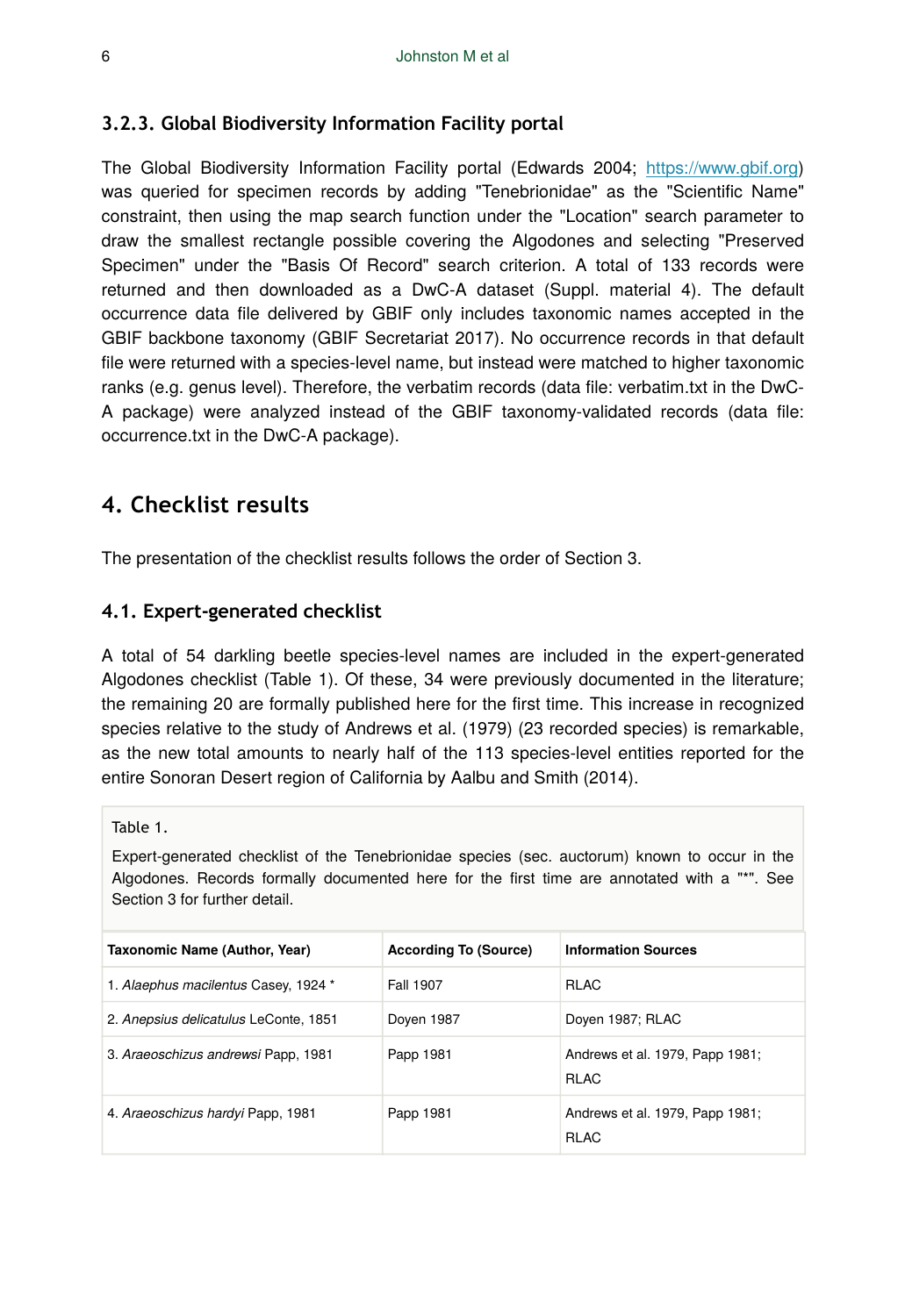### 3.2.3. Global Biodiversity Information Facility portal

The Global Biodiversity Information Facility portal (Edwards 2004; https://www.gbif.org) was queried for specimen records by adding "Tenebrionidae" as the "Scientific Name" constraint, then using the map search function under the "Location" search parameter to draw the smallest rectangle possible covering the Algodones and selecting "Preserved Specimen" under the "Basis Of Record" search criterion. A total of 133 records were returned and then downloaded as a DwC-A dataset (Suppl. material 4). The default occurrence data file delivered by GBIF only includes taxonomic names accepted in the GBIF backbone taxonomy (GBIF Secretariat 2017). No occurrence records in that default file were returned with a species-level name, but instead were matched to higher taxonomic ranks (e.g. genus level). Therefore, the verbatim records (data file: verbatim.txt in the DwC-A package) were analyzed instead of the GBIF taxonomy-validated records (data file: occurrence.txt in the DwC-A package).

## 4. Checklist results

The presentation of the checklist results follows the order of Section 3.

### 4.1. Expert-generated checklist

A total of 54 darkling beetle species-level names are included in the expert-generated Algodones checklist (Table 1). Of these, 34 were previously documented in the literature; the remaining 20 are formally published here for the first time. This increase in recognized species relative to the study of Andrews et al. (1979) (23 recorded species) is remarkable, as the new total amounts to nearly half of the 113 species-level entities reported for the entire Sonoran Desert region of California by Aalbu and Smith (2014).

Table 1.

Expert-generated checklist of the Tenebrionidae species (sec. auctorum) known to occur in the Algodones. Records formally documented here for the first time are annotated with a "*". See Section 3 for further detail.

| Taxonomic Name (Author, Year) | According To (Source) | Information Sources |
|---|---|---|
| 1. *Alaephus macilentus* Casey, 1924 * | Fall 1907 | RLAC |
| 2. *Anepsius delicatulus* LeConte, 1851 | Doyen 1987 | Doyen 1987; RLAC |
| 3. *Araeoschizus andrewsi* Papp, 1981 | Papp 1981 | Andrews et al. 1979, Papp 1981; RLAC |
| 4. *Araeoschizus hardyi* Papp, 1981 | Papp 1981 | Andrews et al. 1979, Papp 1981; RLAC |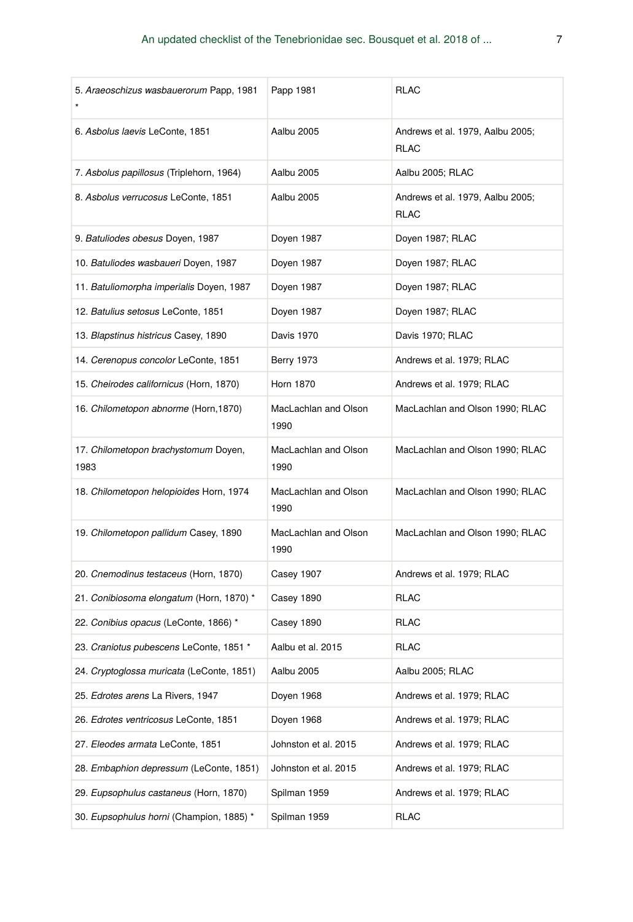| | | |
|---|---|---|
| 5. *Araeoschizus wasbauerorum* Papp, 1981 * | Papp 1981 | RLAC |
| 6. *Asbolus laevis* LeConte, 1851 | Aalbu 2005 | Andrews et al. 1979, Aalbu 2005; RLAC |
| 7. *Asbolus papillosus* (Triplehorn, 1964) | Aalbu 2005 | Aalbu 2005; RLAC |
| 8. *Asbolus verrucosus* LeConte, 1851 | Aalbu 2005 | Andrews et al. 1979, Aalbu 2005; RLAC |
| 9. *Batuliodes obesus* Doyen, 1987 | Doyen 1987 | Doyen 1987; RLAC |
| 10. *Batuliodes wasbaueri* Doyen, 1987 | Doyen 1987 | Doyen 1987; RLAC |
| 11. *Batuliomorpha imperialis* Doyen, 1987 | Doyen 1987 | Doyen 1987; RLAC |
| 12. *Batulius setosus* LeConte, 1851 | Doyen 1987 | Doyen 1987; RLAC |
| 13. *Blapstinus histricus* Casey, 1890 | Davis 1970 | Davis 1970; RLAC |
| 14. *Cerenopus concolor* LeConte, 1851 | Berry 1973 | Andrews et al. 1979; RLAC |
| 15. *Cheirodes californicus* (Horn, 1870) | Horn 1870 | Andrews et al. 1979; RLAC |
| 16. *Chilometopon abnorme* (Horn,1870) | MacLachlan and Olson 1990 | MacLachlan and Olson 1990; RLAC |
| 17. *Chilometopon brachystomum* Doyen, 1983 | MacLachlan and Olson 1990 | MacLachlan and Olson 1990; RLAC |
| 18. *Chilometopon helopioides* Horn, 1974 | MacLachlan and Olson 1990 | MacLachlan and Olson 1990; RLAC |
| 19. *Chilometopon pallidum* Casey, 1890 | MacLachlan and Olson 1990 | MacLachlan and Olson 1990; RLAC |
| 20. *Cnemodinus testaceus* (Horn, 1870) | Casey 1907 | Andrews et al. 1979; RLAC |
| 21. *Conibiosoma elongatum* (Horn, 1870) * | Casey 1890 | RLAC |
| 22. *Conibius opacus* (LeConte, 1866) * | Casey 1890 | RLAC |
| 23. *Craniotus pubescens* LeConte, 1851 * | Aalbu et al. 2015 | RLAC |
| 24. *Cryptoglossa muricata* (LeConte, 1851) | Aalbu 2005 | Aalbu 2005; RLAC |
| 25. *Edrotes arens* La Rivers, 1947 | Doyen 1968 | Andrews et al. 1979; RLAC |
| 26. *Edrotes ventricosus* LeConte, 1851 | Doyen 1968 | Andrews et al. 1979; RLAC |
| 27. *Eleodes armata* LeConte, 1851 | Johnston et al. 2015 | Andrews et al. 1979; RLAC |
| 28. *Embaphion depressum* (LeConte, 1851) | Johnston et al. 2015 | Andrews et al. 1979; RLAC |
| 29. *Eupsophulus castaneus* (Horn, 1870) | Spilman 1959 | Andrews et al. 1979; RLAC |
| 30. *Eupsophulus horni* (Champion, 1885) * | Spilman 1959 | RLAC |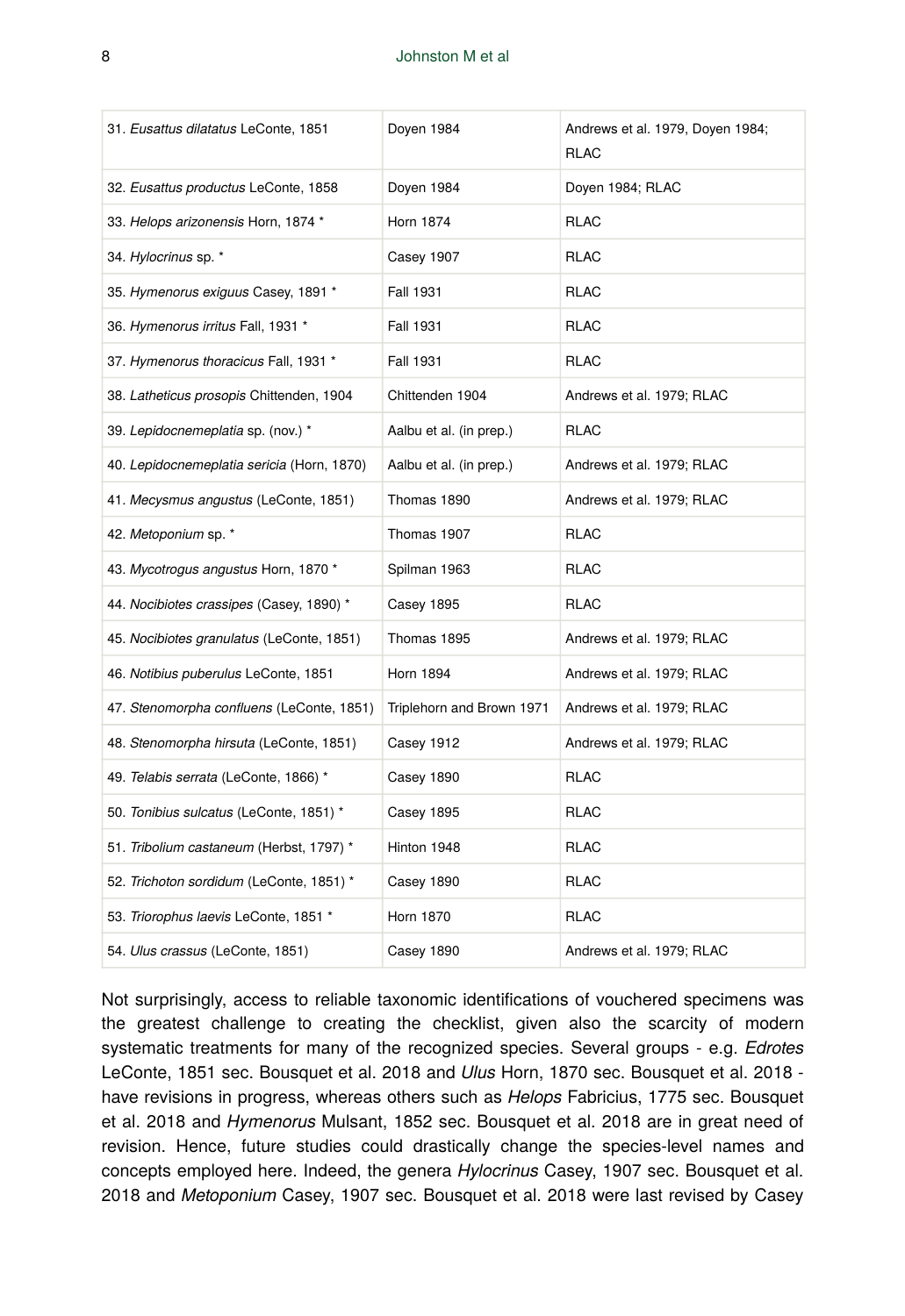| | | |
|---|---|---|
| 31. *Eusattus dilatatus* LeConte, 1851 | Doyen 1984 | Andrews et al. 1979, Doyen 1984; RLAC |
| 32. *Eusattus productus* LeConte, 1858 | Doyen 1984 | Doyen 1984; RLAC |
| 33. *Helops arizonensis* Horn, 1874 * | Horn 1874 | RLAC |
| 34. *Hylocrinus* sp. * | Casey 1907 | RLAC |
| 35. *Hymenorus exiguus* Casey, 1891 * | Fall 1931 | RLAC |
| 36. *Hymenorus irritus* Fall, 1931 * | Fall 1931 | RLAC |
| 37. *Hymenorus thoracicus* Fall, 1931 * | Fall 1931 | RLAC |
| 38. *Latheticus prosopis* Chittenden, 1904 | Chittenden 1904 | Andrews et al. 1979; RLAC |
| 39. *Lepidocnemeplatia* sp. (nov.) * | Aalbu et al. (in prep.) | RLAC |
| 40. *Lepidocnemeplatia sericia* (Horn, 1870) | Aalbu et al. (in prep.) | Andrews et al. 1979; RLAC |
| 41. *Mecysmus angustus* (LeConte, 1851) | Thomas 1890 | Andrews et al. 1979; RLAC |
| 42. *Metoponium* sp. * | Thomas 1907 | RLAC |
| 43. *Mycotrogus angustus* Horn, 1870 * | Spilman 1963 | RLAC |
| 44. *Nocibiotes crassipes* (Casey, 1890) * | Casey 1895 | RLAC |
| 45. *Nocibiotes granulatus* (LeConte, 1851) | Thomas 1895 | Andrews et al. 1979; RLAC |
| 46. *Notibius puberulus* LeConte, 1851 | Horn 1894 | Andrews et al. 1979; RLAC |
| 47. *Stenomorpha confluens* (LeConte, 1851) | Triplehorn and Brown 1971 | Andrews et al. 1979; RLAC |
| 48. *Stenomorpha hirsuta* (LeConte, 1851) | Casey 1912 | Andrews et al. 1979; RLAC |
| 49. *Telabis serrata* (LeConte, 1866) * | Casey 1890 | RLAC |
| 50. *Tonibius sulcatus* (LeConte, 1851) * | Casey 1895 | RLAC |
| 51. *Tribolium castaneum* (Herbst, 1797) * | Hinton 1948 | RLAC |
| 52. *Trichoton sordidum* (LeConte, 1851) * | Casey 1890 | RLAC |
| 53. *Triorophus laevis* LeConte, 1851 * | Horn 1870 | RLAC |
| 54. *Ulus crassus* (LeConte, 1851) | Casey 1890 | Andrews et al. 1979; RLAC |

Not surprisingly, access to reliable taxonomic identifications of vouchered specimens was the greatest challenge to creating the checklist, given also the scarcity of modern systematic treatments for many of the recognized species. Several groups - e.g. *Edrotes* LeConte, 1851 sec. Bousquet et al. 2018 and *Ulus* Horn, 1870 sec. Bousquet et al. 2018 - have revisions in progress, whereas others such as *Helops* Fabricius, 1775 sec. Bousquet et al. 2018 and *Hymenorus* Mulsant, 1852 sec. Bousquet et al. 2018 are in great need of revision. Hence, future studies could drastically change the species-level names and concepts employed here. Indeed, the genera *Hylocrinus* Casey, 1907 sec. Bousquet et al. 2018 and *Metoponium* Casey, 1907 sec. Bousquet et al. 2018 were last revised by Casey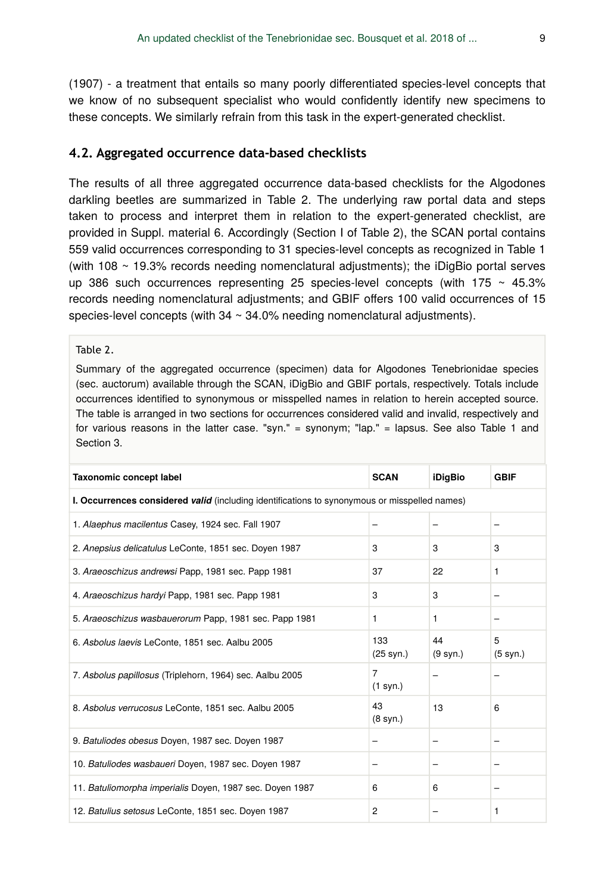(1907) - a treatment that entails so many poorly differentiated species-level concepts that we know of no subsequent specialist who would confidently identify new specimens to these concepts. We similarly refrain from this task in the expert-generated checklist.

## 4.2. Aggregated occurrence data-based checklists

The results of all three aggregated occurrence data-based checklists for the Algodones darkling beetles are summarized in Table 2. The underlying raw portal data and steps taken to process and interpret them in relation to the expert-generated checklist, are provided in Suppl. material 6. Accordingly (Section I of Table 2), the SCAN portal contains 559 valid occurrences corresponding to 31 species-level concepts as recognized in Table 1 (with 108 ~ 19.3% records needing nomenclatural adjustments); the iDigBio portal serves up 386 such occurrences representing 25 species-level concepts (with 175 ~ 45.3% records needing nomenclatural adjustments; and GBIF offers 100 valid occurrences of 15 species-level concepts (with 34 ~ 34.0% needing nomenclatural adjustments).

Table 2.

Summary of the aggregated occurrence (specimen) data for Algodones Tenebrionidae species (sec. auctorum) available through the SCAN, iDigBio and GBIF portals, respectively. Totals include occurrences identified to synonymous or misspelled names in relation to herein accepted source. The table is arranged in two sections for occurrences considered valid and invalid, respectively and for various reasons in the latter case. "syn." = synonym; "lap." = lapsus. See also Table 1 and Section 3.

| Taxonomic concept label | SCAN | iDigBio | GBIF |
|---|---|---|---|
| **I. Occurrences considered *valid*** (including identifications to synonymous or misspelled names) | | | |
| 1. *Alaephus macilentus* Casey, 1924 sec. Fall 1907 | – | – | – |
| 2. *Anepsius delicatulus* LeConte, 1851 sec. Doyen 1987 | 3 | 3 | 3 |
| 3. *Araeoschizus andrewsi* Papp, 1981 sec. Papp 1981 | 37 | 22 | 1 |
| 4. *Araeoschizus hardyi* Papp, 1981 sec. Papp 1981 | 3 | 3 | – |
| 5. *Araeoschizus wasbauerorum* Papp, 1981 sec. Papp 1981 | 1 | 1 | – |
| 6. *Asbolus laevis* LeConte, 1851 sec. Aalbu 2005 | 133 (25 syn.) | 44 (9 syn.) | 5 (5 syn.) |
| 7. *Asbolus papillosus* (Triplehorn, 1964) sec. Aalbu 2005 | 7 (1 syn.) | – | – |
| 8. *Asbolus verrucosus* LeConte, 1851 sec. Aalbu 2005 | 43 (8 syn.) | 13 | 6 |
| 9. *Batuliodes obesus* Doyen, 1987 sec. Doyen 1987 | – | – | – |
| 10. *Batuliodes wasbaueri* Doyen, 1987 sec. Doyen 1987 | – | – | – |
| 11. *Batuliomorpha imperialis* Doyen, 1987 sec. Doyen 1987 | 6 | 6 | – |
| 12. *Batulius setosus* LeConte, 1851 sec. Doyen 1987 | 2 | – | 1 |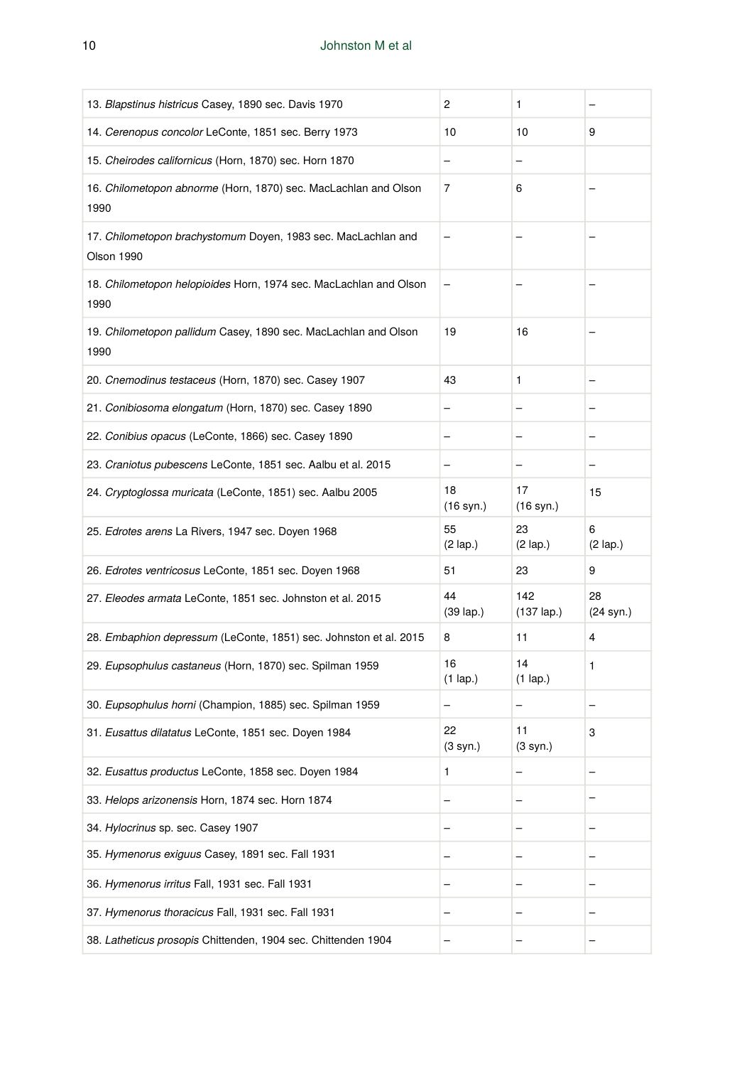| | | | |
|---|---|---|---|
| 13. *Blapstinus histricus* Casey, 1890 sec. Davis 1970 | 2 | 1 | – |
| 14. *Cerenopus concolor* LeConte, 1851 sec. Berry 1973 | 10 | 10 | 9 |
| 15. *Cheirodes californicus* (Horn, 1870) sec. Horn 1870 | – | – | |
| 16. *Chilometopon abnorme* (Horn, 1870) sec. MacLachlan and Olson 1990 | 7 | 6 | – |
| 17. *Chilometopon brachystomum* Doyen, 1983 sec. MacLachlan and Olson 1990 | – | – | – |
| 18. *Chilometopon helopioides* Horn, 1974 sec. MacLachlan and Olson 1990 | – | – | – |
| 19. *Chilometopon pallidum* Casey, 1890 sec. MacLachlan and Olson 1990 | 19 | 16 | – |
| 20. *Cnemodinus testaceus* (Horn, 1870) sec. Casey 1907 | 43 | 1 | – |
| 21. *Conibiosoma elongatum* (Horn, 1870) sec. Casey 1890 | – | – | – |
| 22. *Conibius opacus* (LeConte, 1866) sec. Casey 1890 | – | – | – |
| 23. *Craniotus pubescens* LeConte, 1851 sec. Aalbu et al. 2015 | – | – | – |
| 24. *Cryptoglossa muricata* (LeConte, 1851) sec. Aalbu 2005 | 18 (16 syn.) | 17 (16 syn.) | 15 |
| 25. *Edrotes arens* La Rivers, 1947 sec. Doyen 1968 | 55 (2 lap.) | 23 (2 lap.) | 6 (2 lap.) |
| 26. *Edrotes ventricosus* LeConte, 1851 sec. Doyen 1968 | 51 | 23 | 9 |
| 27. *Eleodes armata* LeConte, 1851 sec. Johnston et al. 2015 | 44 (39 lap.) | 142 (137 lap.) | 28 (24 syn.) |
| 28. *Embaphion depressum* (LeConte, 1851) sec. Johnston et al. 2015 | 8 | 11 | 4 |
| 29. *Eupsophulus castaneus* (Horn, 1870) sec. Spilman 1959 | 16 (1 lap.) | 14 (1 lap.) | 1 |
| 30. *Eupsophulus horni* (Champion, 1885) sec. Spilman 1959 | – | – | – |
| 31. *Eusattus dilatatus* LeConte, 1851 sec. Doyen 1984 | 22 (3 syn.) | 11 (3 syn.) | 3 |
| 32. *Eusattus productus* LeConte, 1858 sec. Doyen 1984 | 1 | – | – |
| 33. *Helops arizonensis* Horn, 1874 sec. Horn 1874 | – | – | – |
| 34. *Hylocrinus* sp. sec. Casey 1907 | – | – | – |
| 35. *Hymenorus exiguus* Casey, 1891 sec. Fall 1931 | – | – | – |
| 36. *Hymenorus irritus* Fall, 1931 sec. Fall 1931 | – | – | – |
| 37. *Hymenorus thoracicus* Fall, 1931 sec. Fall 1931 | – | – | – |
| 38. *Latheticus prosopis* Chittenden, 1904 sec. Chittenden 1904 | – | – | – |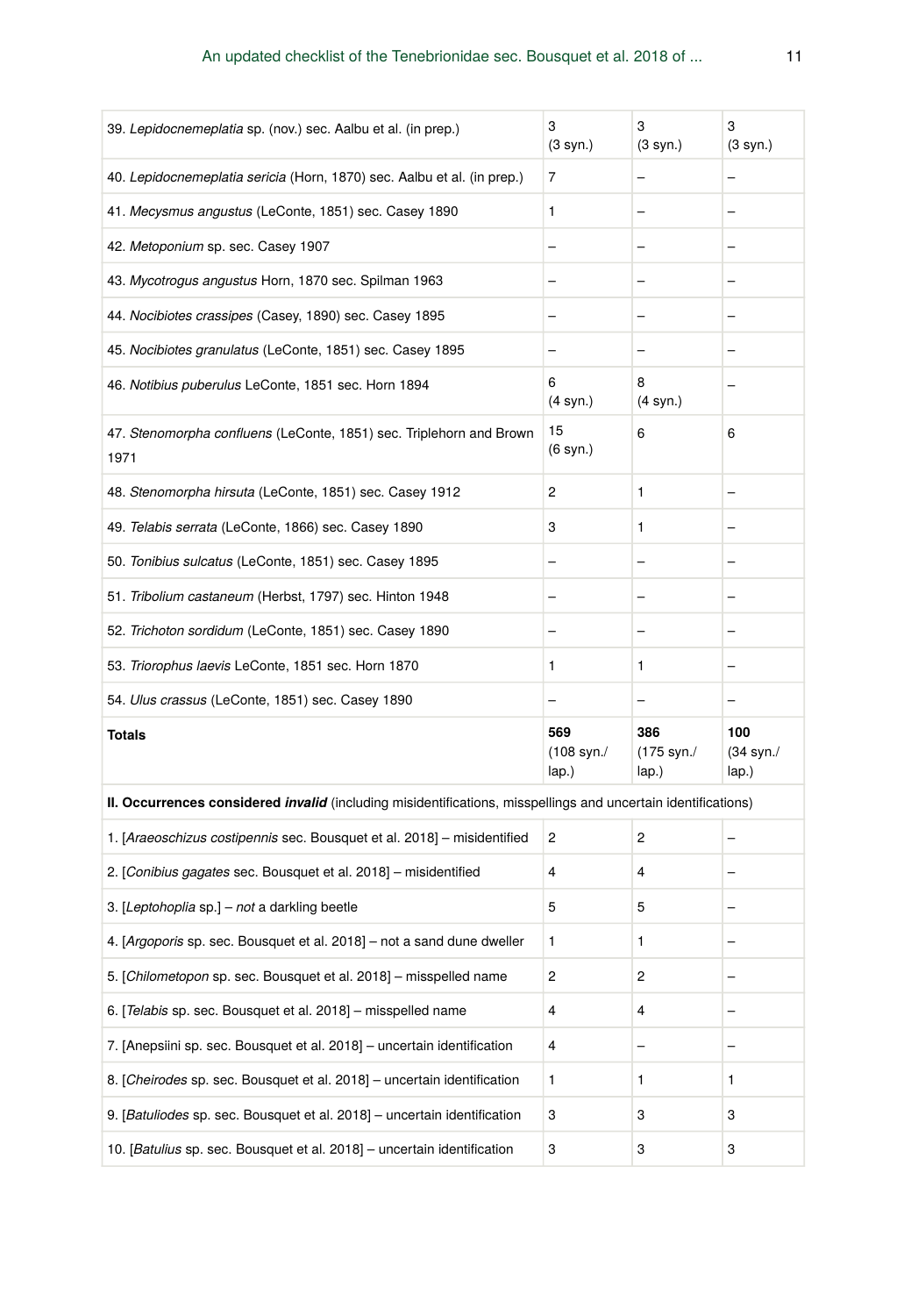| | | | |
|---|---|---|---|
| 39. *Lepidocnemeplatia* sp. (nov.) sec. Aalbu et al. (in prep.) | 3 (3 syn.) | 3 (3 syn.) | 3 (3 syn.) |
| 40. *Lepidocnemeplatia sericia* (Horn, 1870) sec. Aalbu et al. (in prep.) | 7 | – | – |
| 41. *Mecysmus angustus* (LeConte, 1851) sec. Casey 1890 | 1 | – | – |
| 42. *Metoponium* sp. sec. Casey 1907 | – | – | – |
| 43. *Mycotrogus angustus* Horn, 1870 sec. Spilman 1963 | – | – | – |
| 44. *Nocibiotes crassipes* (Casey, 1890) sec. Casey 1895 | – | – | – |
| 45. *Nocibiotes granulatus* (LeConte, 1851) sec. Casey 1895 | – | – | – |
| 46. *Notibius puberulus* LeConte, 1851 sec. Horn 1894 | 6 (4 syn.) | 8 (4 syn.) | – |
| 47. *Stenomorpha confluens* (LeConte, 1851) sec. Triplehorn and Brown 1971 | 15 (6 syn.) | 6 | 6 |
| 48. *Stenomorpha hirsuta* (LeConte, 1851) sec. Casey 1912 | 2 | 1 | – |
| 49. *Telabis serrata* (LeConte, 1866) sec. Casey 1890 | 3 | 1 | – |
| 50. *Tonibius sulcatus* (LeConte, 1851) sec. Casey 1895 | – | – | – |
| 51. *Tribolium castaneum* (Herbst, 1797) sec. Hinton 1948 | – | – | – |
| 52. *Trichoton sordidum* (LeConte, 1851) sec. Casey 1890 | – | – | – |
| 53. *Triorophus laevis* LeConte, 1851 sec. Horn 1870 | 1 | 1 | – |
| 54. *Ulus crassus* (LeConte, 1851) sec. Casey 1890 | – | – | – |
| **Totals** | **569** (108 syn./ lap.) | **386** (175 syn./ lap.) | **100** (34 syn./ lap.) |
| **II. Occurrences considered *invalid*** (including misidentifications, misspellings and uncertain identifications) | | | |
| 1. [*Araeoschizus costipennis* sec. Bousquet et al. 2018] – misidentified | 2 | 2 | – |
| 2. [*Conibius gagates* sec. Bousquet et al. 2018] – misidentified | 4 | 4 | – |
| 3. [*Leptohoplia* sp.] – *not* a darkling beetle | 5 | 5 | – |
| 4. [*Argoporis* sp. sec. Bousquet et al. 2018] – not a sand dune dweller | 1 | 1 | – |
| 5. [*Chilometopon* sp. sec. Bousquet et al. 2018] – misspelled name | 2 | 2 | – |
| 6. [*Telabis* sp. sec. Bousquet et al. 2018] – misspelled name | 4 | 4 | – |
| 7. [Anepsiini sp. sec. Bousquet et al. 2018] – uncertain identification | 4 | – | – |
| 8. [*Cheirodes* sp. sec. Bousquet et al. 2018] – uncertain identification | 1 | 1 | 1 |
| 9. [*Batuliodes* sp. sec. Bousquet et al. 2018] – uncertain identification | 3 | 3 | 3 |
| 10. [*Batulius* sp. sec. Bousquet et al. 2018] – uncertain identification | 3 | 3 | 3 |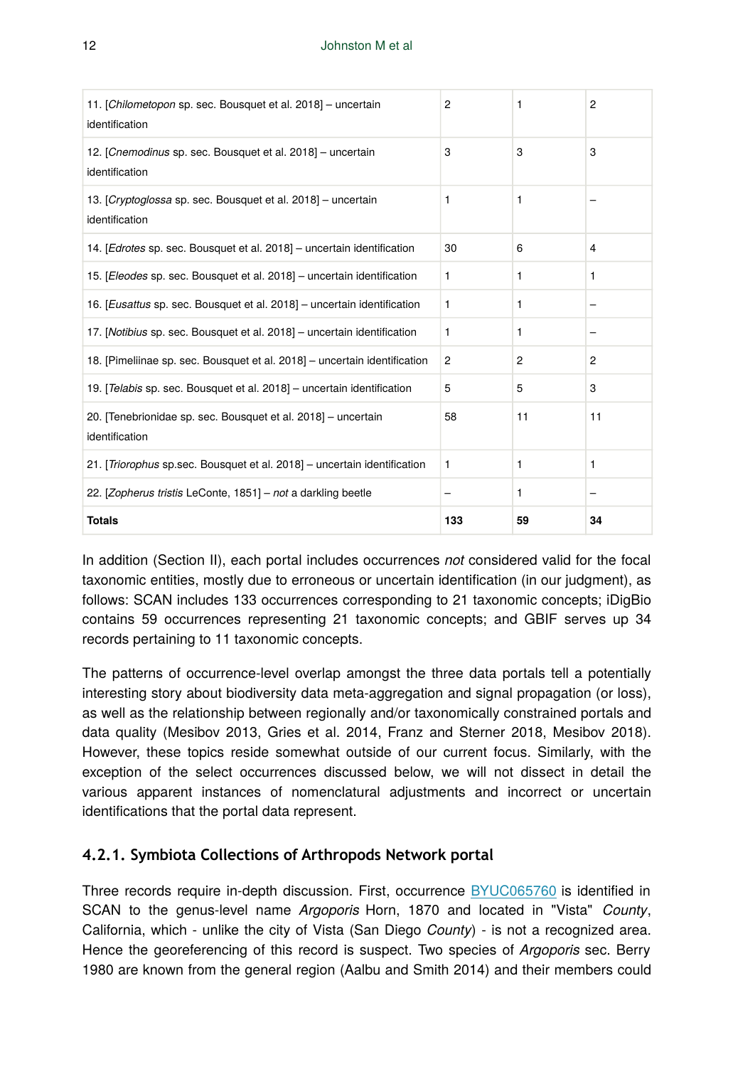| | | | |
|---|---|---|---|
| 11. [*Chilometopon* sp. sec. Bousquet et al. 2018] – uncertain identification | 2 | 1 | 2 |
| 12. [*Cnemodinus* sp. sec. Bousquet et al. 2018] – uncertain identification | 3 | 3 | 3 |
| 13. [*Cryptoglossa* sp. sec. Bousquet et al. 2018] – uncertain identification | 1 | 1 | – |
| 14. [*Edrotes* sp. sec. Bousquet et al. 2018] – uncertain identification | 30 | 6 | 4 |
| 15. [*Eleodes* sp. sec. Bousquet et al. 2018] – uncertain identification | 1 | 1 | 1 |
| 16. [*Eusattus* sp. sec. Bousquet et al. 2018] – uncertain identification | 1 | 1 | – |
| 17. [*Notibius* sp. sec. Bousquet et al. 2018] – uncertain identification | 1 | 1 | – |
| 18. [Pimeliinae sp. sec. Bousquet et al. 2018] – uncertain identification | 2 | 2 | 2 |
| 19. [*Telabis* sp. sec. Bousquet et al. 2018] – uncertain identification | 5 | 5 | 3 |
| 20. [Tenebrionidae sp. sec. Bousquet et al. 2018] – uncertain identification | 58 | 11 | 11 |
| 21. [*Triorophus* sp.sec. Bousquet et al. 2018] – uncertain identification | 1 | 1 | 1 |
| 22. [*Zopherus tristis* LeConte, 1851] – *not* a darkling beetle | – | 1 | – |
| **Totals** | **133** | **59** | **34** |

In addition (Section II), each portal includes occurrences *not* considered valid for the focal taxonomic entities, mostly due to erroneous or uncertain identification (in our judgment), as follows: SCAN includes 133 occurrences corresponding to 21 taxonomic concepts; iDigBio contains 59 occurrences representing 21 taxonomic concepts; and GBIF serves up 34 records pertaining to 11 taxonomic concepts.

The patterns of occurrence-level overlap amongst the three data portals tell a potentially interesting story about biodiversity data meta-aggregation and signal propagation (or loss), as well as the relationship between regionally and/or taxonomically constrained portals and data quality (Mesibov 2013, Gries et al. 2014, Franz and Sterner 2018, Mesibov 2018). However, these topics reside somewhat outside of our current focus. Similarly, with the exception of the select occurrences discussed below, we will not dissect in detail the various apparent instances of nomenclatural adjustments and incorrect or uncertain identifications that the portal data represent.

### 4.2.1. Symbiota Collections of Arthropods Network portal

Three records require in-depth discussion. First, occurrence BYUC065760 is identified in SCAN to the genus-level name *Argoporis* Horn, 1870 and located in "Vista" *County*, California, which - unlike the city of Vista (San Diego *County*) - is not a recognized area. Hence the georeferencing of this record is suspect. Two species of *Argoporis* sec. Berry 1980 are known from the general region (Aalbu and Smith 2014) and their members could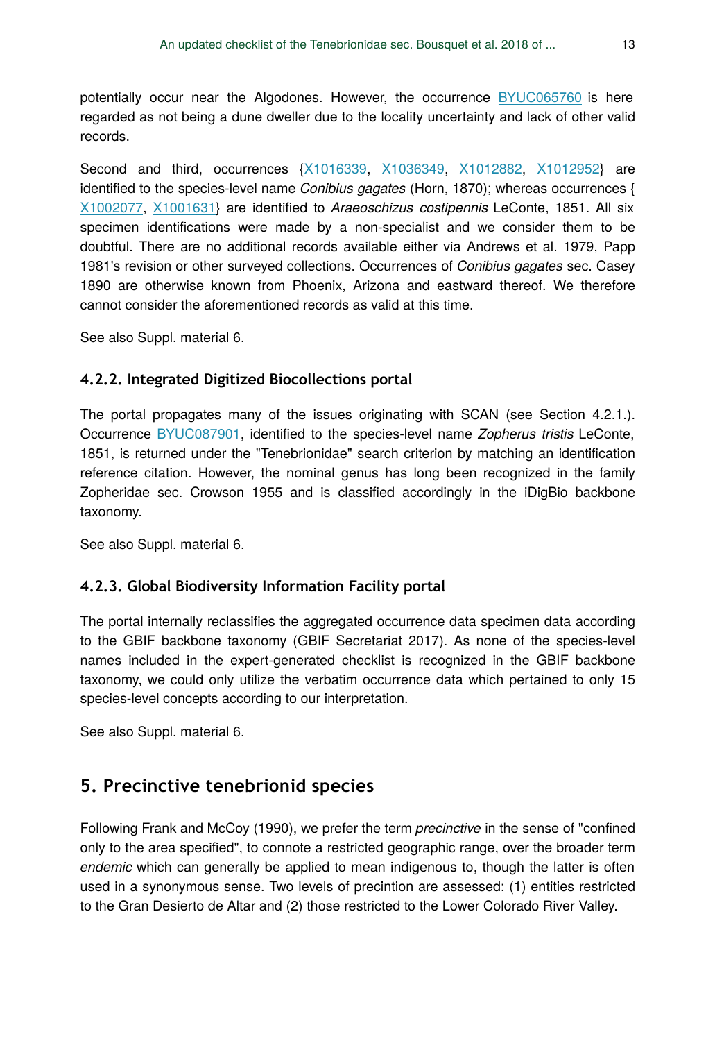potentially occur near the Algodones. However, the occurrence BYUC065760 is here regarded as not being a dune dweller due to the locality uncertainty and lack of other valid records.

Second and third, occurrences {X1016339, X1036349, X1012882, X1012952} are identified to the species-level name *Conibius gagates* (Horn, 1870); whereas occurrences { X1002077, X1001631} are identified to *Araeoschizus costipennis* LeConte, 1851. All six specimen identifications were made by a non-specialist and we consider them to be doubtful. There are no additional records available either via Andrews et al. 1979, Papp 1981's revision or other surveyed collections. Occurrences of *Conibius gagates* sec. Casey 1890 are otherwise known from Phoenix, Arizona and eastward thereof. We therefore cannot consider the aforementioned records as valid at this time.

See also Suppl. material 6.

### 4.2.2. Integrated Digitized Biocollections portal

The portal propagates many of the issues originating with SCAN (see Section 4.2.1.). Occurrence BYUC087901, identified to the species-level name *Zopherus tristis* LeConte, 1851, is returned under the "Tenebrionidae" search criterion by matching an identification reference citation. However, the nominal genus has long been recognized in the family Zopheridae sec. Crowson 1955 and is classified accordingly in the iDigBio backbone taxonomy.

See also Suppl. material 6.

### 4.2.3. Global Biodiversity Information Facility portal

The portal internally reclassifies the aggregated occurrence data specimen data according to the GBIF backbone taxonomy (GBIF Secretariat 2017). As none of the species-level names included in the expert-generated checklist is recognized in the GBIF backbone taxonomy, we could only utilize the verbatim occurrence data which pertained to only 15 species-level concepts according to our interpretation.

See also Suppl. material 6.

## 5. Precinctive tenebrionid species

Following Frank and McCoy (1990), we prefer the term *precinctive* in the sense of "confined only to the area specified", to connote a restricted geographic range, over the broader term *endemic* which can generally be applied to mean indigenous to, though the latter is often used in a synonymous sense. Two levels of precintion are assessed: (1) entities restricted to the Gran Desierto de Altar and (2) those restricted to the Lower Colorado River Valley.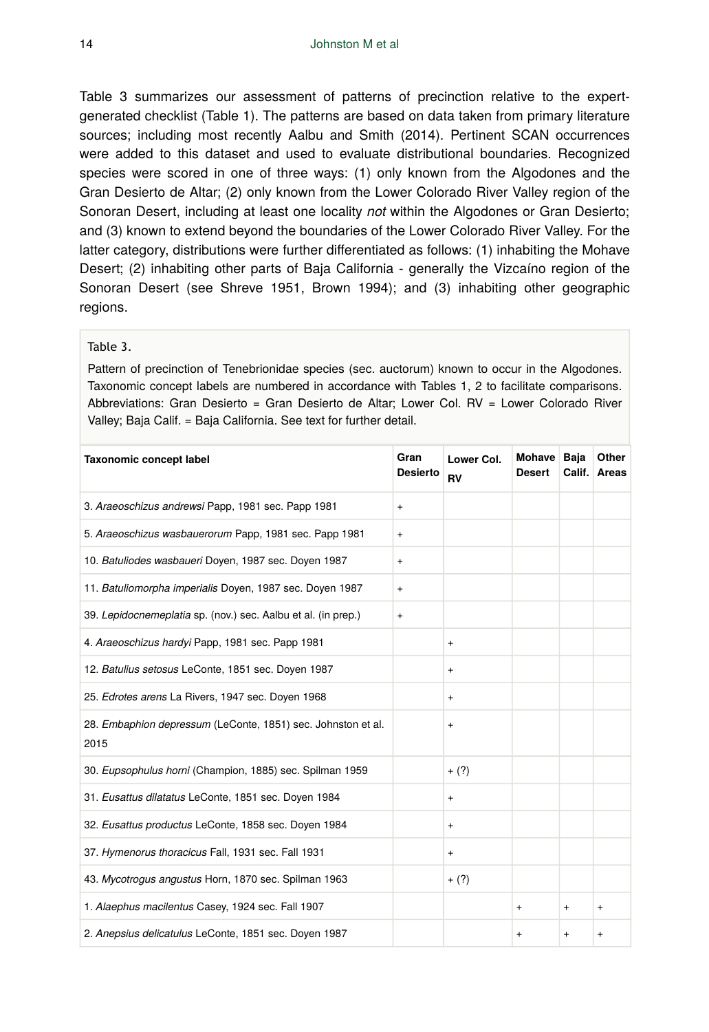Table 3 summarizes our assessment of patterns of precinction relative to the expert-generated checklist (Table 1). The patterns are based on data taken from primary literature sources; including most recently Aalbu and Smith (2014). Pertinent SCAN occurrences were added to this dataset and used to evaluate distributional boundaries. Recognized species were scored in one of three ways: (1) only known from the Algodones and the Gran Desierto de Altar; (2) only known from the Lower Colorado River Valley region of the Sonoran Desert, including at least one locality *not* within the Algodones or Gran Desierto; and (3) known to extend beyond the boundaries of the Lower Colorado River Valley. For the latter category, distributions were further differentiated as follows: (1) inhabiting the Mohave Desert; (2) inhabiting other parts of Baja California - generally the Vizcaíno region of the Sonoran Desert (see Shreve 1951, Brown 1994); and (3) inhabiting other geographic regions.

Table 3.

Pattern of precinction of Tenebrionidae species (sec. auctorum) known to occur in the Algodones. Taxonomic concept labels are numbered in accordance with Tables 1, 2 to facilitate comparisons. Abbreviations: Gran Desierto = Gran Desierto de Altar; Lower Col. RV = Lower Colorado River Valley; Baja Calif. = Baja California. See text for further detail.

| Taxonomic concept label | Gran Desierto | Lower Col. RV | Mohave Desert | Baja Calif. | Other Areas |
|---|---|---|---|---|---|
| 3. *Araeoschizus andrewsi* Papp, 1981 sec. Papp 1981 | + | | | | |
| 5. *Araeoschizus wasbauerorum* Papp, 1981 sec. Papp 1981 | + | | | | |
| 10. *Batuliodes wasbaueri* Doyen, 1987 sec. Doyen 1987 | + | | | | |
| 11. *Batuliomorpha imperialis* Doyen, 1987 sec. Doyen 1987 | + | | | | |
| 39. *Lepidocnemeplatia* sp. (nov.) sec. Aalbu et al. (in prep.) | + | | | | |
| 4. *Araeoschizus hardyi* Papp, 1981 sec. Papp 1981 | | + | | | |
| 12. *Batulius setosus* LeConte, 1851 sec. Doyen 1987 | | + | | | |
| 25. *Edrotes arens* La Rivers, 1947 sec. Doyen 1968 | | + | | | |
| 28. *Embaphion depressum* (LeConte, 1851) sec. Johnston et al. 2015 | | + | | | |
| 30. *Eupsophulus horni* (Champion, 1885) sec. Spilman 1959 | | + (?) | | | |
| 31. *Eusattus dilatatus* LeConte, 1851 sec. Doyen 1984 | | + | | | |
| 32. *Eusattus productus* LeConte, 1858 sec. Doyen 1984 | | + | | | |
| 37. *Hymenorus thoracicus* Fall, 1931 sec. Fall 1931 | | + | | | |
| 43. *Mycotrogus angustus* Horn, 1870 sec. Spilman 1963 | | + (?) | | | |
| 1. *Alaephus macilentus* Casey, 1924 sec. Fall 1907 | | | + | + | + |
| 2. *Anepsius delicatulus* LeConte, 1851 sec. Doyen 1987 | | | + | + | + |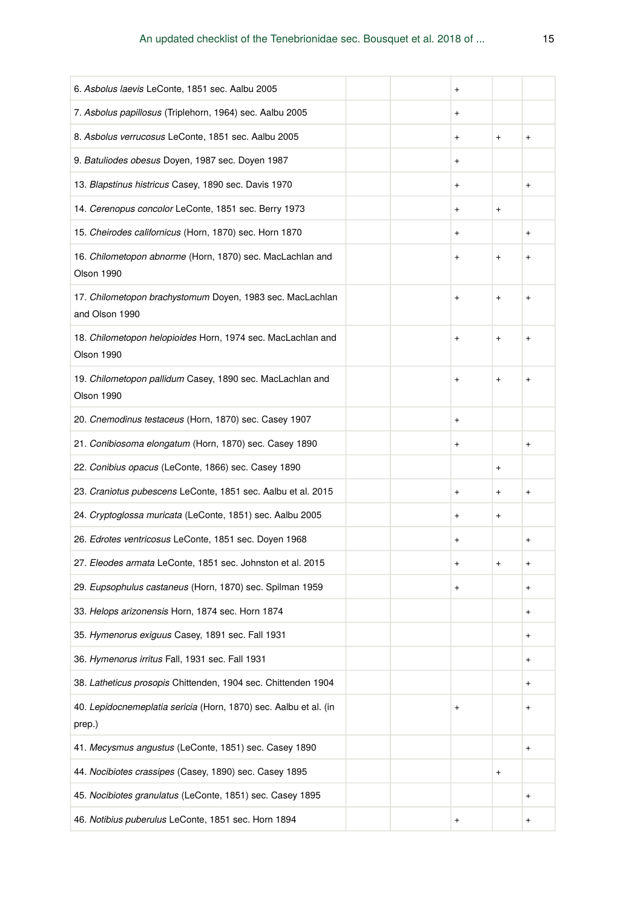| | | | | | |
|---|---|---|---|---|---|
| 6. *Asbolus laevis* LeConte, 1851 sec. Aalbu 2005 | | | + | | |
| 7. *Asbolus papillosus* (Triplehorn, 1964) sec. Aalbu 2005 | | | + | | |
| 8. *Asbolus verrucosus* LeConte, 1851 sec. Aalbu 2005 | | | + | + | + |
| 9. *Batuliodes obesus* Doyen, 1987 sec. Doyen 1987 | | | + | | |
| 13. *Blapstinus histricus* Casey, 1890 sec. Davis 1970 | | | + | | + |
| 14. *Cerenopus concolor* LeConte, 1851 sec. Berry 1973 | | | + | + | |
| 15. *Cheirodes californicus* (Horn, 1870) sec. Horn 1870 | | | + | | + |
| 16. *Chilometopon abnorme* (Horn, 1870) sec. MacLachlan and Olson 1990 | | | + | + | + |
| 17. *Chilometopon brachystomum* Doyen, 1983 sec. MacLachlan and Olson 1990 | | | + | + | + |
| 18. *Chilometopon helopioides* Horn, 1974 sec. MacLachlan and Olson 1990 | | | + | + | + |
| 19. *Chilometopon pallidum* Casey, 1890 sec. MacLachlan and Olson 1990 | | | + | + | + |
| 20. *Cnemodinus testaceus* (Horn, 1870) sec. Casey 1907 | | | + | | |
| 21. *Conibiosoma elongatum* (Horn, 1870) sec. Casey 1890 | | | + | | + |
| 22. *Conibius opacus* (LeConte, 1866) sec. Casey 1890 | | | | + | |
| 23. *Craniotus pubescens* LeConte, 1851 sec. Aalbu et al. 2015 | | | + | + | + |
| 24. *Cryptoglossa muricata* (LeConte, 1851) sec. Aalbu 2005 | | | + | + | |
| 26. *Edrotes ventricosus* LeConte, 1851 sec. Doyen 1968 | | | + | | + |
| 27. *Eleodes armata* LeConte, 1851 sec. Johnston et al. 2015 | | | + | + | + |
| 29. *Eupsophulus castaneus* (Horn, 1870) sec. Spilman 1959 | | | + | | + |
| 33. *Helops arizonensis* Horn, 1874 sec. Horn 1874 | | | | | + |
| 35. *Hymenorus exiguus* Casey, 1891 sec. Fall 1931 | | | | | + |
| 36. *Hymenorus irritus* Fall, 1931 sec. Fall 1931 | | | | | + |
| 38. *Latheticus prosopis* Chittenden, 1904 sec. Chittenden 1904 | | | | | + |
| 40. *Lepidocnemeplatia sericia* (Horn, 1870) sec. Aalbu et al. (in prep.) | | | + | | + |
| 41. *Mecysmus angustus* (LeConte, 1851) sec. Casey 1890 | | | | | + |
| 44. *Nocibiotes crassipes* (Casey, 1890) sec. Casey 1895 | | | | + | |
| 45. *Nocibiotes granulatus* (LeConte, 1851) sec. Casey 1895 | | | | | + |
| 46. *Notibius puberulus* LeConte, 1851 sec. Horn 1894 | | | + | | + |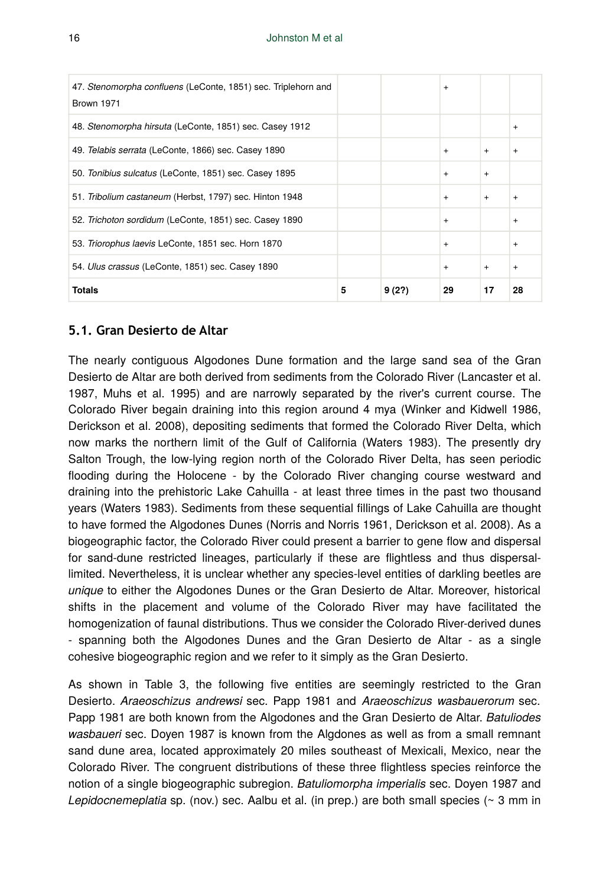| | | | | | |
|---|---|---|---|---|---|
| 47. *Stenomorpha confluens* (LeConte, 1851) sec. Triplehorn and Brown 1971 | | | + | | |
| 48. *Stenomorpha hirsuta* (LeConte, 1851) sec. Casey 1912 | | | | | + |
| 49. *Telabis serrata* (LeConte, 1866) sec. Casey 1890 | | | + | + | + |
| 50. *Tonibius sulcatus* (LeConte, 1851) sec. Casey 1895 | | | + | + | |
| 51. *Tribolium castaneum* (Herbst, 1797) sec. Hinton 1948 | | | + | + | + |
| 52. *Trichoton sordidum* (LeConte, 1851) sec. Casey 1890 | | | + | | + |
| 53. *Triorophus laevis* LeConte, 1851 sec. Horn 1870 | | | + | | + |
| 54. *Ulus crassus* (LeConte, 1851) sec. Casey 1890 | | | + | + | + |
| **Totals** | **5** | **9 (2?)** | **29** | **17** | **28** |

## 5.1. Gran Desierto de Altar

The nearly contiguous Algodones Dune formation and the large sand sea of the Gran Desierto de Altar are both derived from sediments from the Colorado River (Lancaster et al. 1987, Muhs et al. 1995) and are narrowly separated by the river's current course. The Colorado River begain draining into this region around 4 mya (Winker and Kidwell 1986, Derickson et al. 2008), depositing sediments that formed the Colorado River Delta, which now marks the northern limit of the Gulf of California (Waters 1983). The presently dry Salton Trough, the low-lying region north of the Colorado River Delta, has seen periodic flooding during the Holocene - by the Colorado River changing course westward and draining into the prehistoric Lake Cahuilla - at least three times in the past two thousand years (Waters 1983). Sediments from these sequential fillings of Lake Cahuilla are thought to have formed the Algodones Dunes (Norris and Norris 1961, Derickson et al. 2008). As a biogeographic factor, the Colorado River could present a barrier to gene flow and dispersal for sand-dune restricted lineages, particularly if these are flightless and thus dispersal-limited. Nevertheless, it is unclear whether any species-level entities of darkling beetles are *unique* to either the Algodones Dunes or the Gran Desierto de Altar. Moreover, historical shifts in the placement and volume of the Colorado River may have facilitated the homogenization of faunal distributions. Thus we consider the Colorado River-derived dunes - spanning both the Algodones Dunes and the Gran Desierto de Altar - as a single cohesive biogeographic region and we refer to it simply as the Gran Desierto.

As shown in Table 3, the following five entities are seemingly restricted to the Gran Desierto. *Araeoschizus andrewsi* sec. Papp 1981 and *Araeoschizus wasbauerorum* sec. Papp 1981 are both known from the Algodones and the Gran Desierto de Altar. *Batuliodes wasbaueri* sec. Doyen 1987 is known from the Algdones as well as from a small remnant sand dune area, located approximately 20 miles southeast of Mexicali, Mexico, near the Colorado River. The congruent distributions of these three flightless species reinforce the notion of a single biogeographic subregion. *Batuliomorpha imperialis* sec. Doyen 1987 and *Lepidocnemeplatia* sp. (nov.) sec. Aalbu et al. (in prep.) are both small species (~ 3 mm in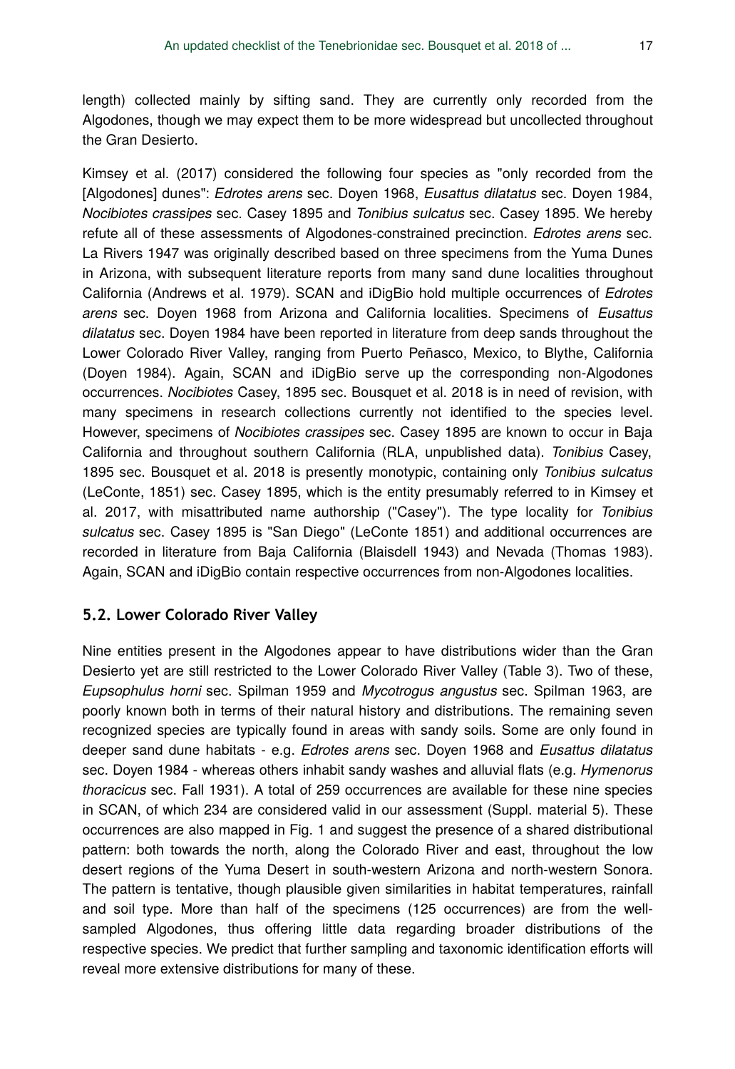length) collected mainly by sifting sand. They are currently only recorded from the Algodones, though we may expect them to be more widespread but uncollected throughout the Gran Desierto.

Kimsey et al. (2017) considered the following four species as "only recorded from the [Algodones] dunes": *Edrotes arens* sec. Doyen 1968, *Eusattus dilatatus* sec. Doyen 1984, *Nocibiotes crassipes* sec. Casey 1895 and *Tonibius sulcatus* sec. Casey 1895. We hereby refute all of these assessments of Algodones-constrained precinction. *Edrotes arens* sec. La Rivers 1947 was originally described based on three specimens from the Yuma Dunes in Arizona, with subsequent literature reports from many sand dune localities throughout California (Andrews et al. 1979). SCAN and iDigBio hold multiple occurrences of *Edrotes arens* sec. Doyen 1968 from Arizona and California localities. Specimens of *Eusattus dilatatus* sec. Doyen 1984 have been reported in literature from deep sands throughout the Lower Colorado River Valley, ranging from Puerto Peñasco, Mexico, to Blythe, California (Doyen 1984). Again, SCAN and iDigBio serve up the corresponding non-Algodones occurrences. *Nocibiotes* Casey, 1895 sec. Bousquet et al. 2018 is in need of revision, with many specimens in research collections currently not identified to the species level. However, specimens of *Nocibiotes crassipes* sec. Casey 1895 are known to occur in Baja California and throughout southern California (RLA, unpublished data). *Tonibius* Casey, 1895 sec. Bousquet et al. 2018 is presently monotypic, containing only *Tonibius sulcatus* (LeConte, 1851) sec. Casey 1895, which is the entity presumably referred to in Kimsey et al. 2017, with misattributed name authorship ("Casey"). The type locality for *Tonibius sulcatus* sec. Casey 1895 is "San Diego" (LeConte 1851) and additional occurrences are recorded in literature from Baja California (Blaisdell 1943) and Nevada (Thomas 1983). Again, SCAN and iDigBio contain respective occurrences from non-Algodones localities.

## 5.2. Lower Colorado River Valley

Nine entities present in the Algodones appear to have distributions wider than the Gran Desierto yet are still restricted to the Lower Colorado River Valley (Table 3). Two of these, *Eupsophulus horni* sec. Spilman 1959 and *Mycotrogus angustus* sec. Spilman 1963, are poorly known both in terms of their natural history and distributions. The remaining seven recognized species are typically found in areas with sandy soils. Some are only found in deeper sand dune habitats - e.g. *Edrotes arens* sec. Doyen 1968 and *Eusattus dilatatus* sec. Doyen 1984 - whereas others inhabit sandy washes and alluvial flats (e.g. *Hymenorus thoracicus* sec. Fall 1931). A total of 259 occurrences are available for these nine species in SCAN, of which 234 are considered valid in our assessment (Suppl. material 5). These occurrences are also mapped in Fig. 1 and suggest the presence of a shared distributional pattern: both towards the north, along the Colorado River and east, throughout the low desert regions of the Yuma Desert in south-western Arizona and north-western Sonora. The pattern is tentative, though plausible given similarities in habitat temperatures, rainfall and soil type. More than half of the specimens (125 occurrences) are from the well-sampled Algodones, thus offering little data regarding broader distributions of the respective species. We predict that further sampling and taxonomic identification efforts will reveal more extensive distributions for many of these.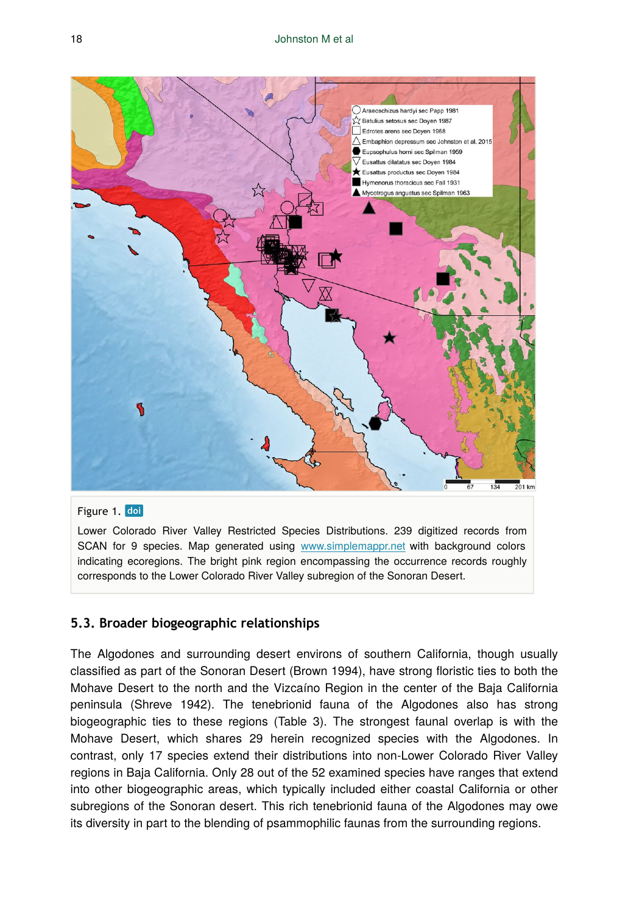Figure 1. doi

Lower Colorado River Valley Restricted Species Distributions. 239 digitized records from SCAN for 9 species. Map generated using www.simplemappr.net with background colors indicating ecoregions. The bright pink region encompassing the occurrence records roughly corresponds to the Lower Colorado River Valley subregion of the Sonoran Desert.

### 5.3. Broader biogeographic relationships

The Algodones and surrounding desert environs of southern California, though usually classified as part of the Sonoran Desert (Brown 1994), have strong floristic ties to both the Mohave Desert to the north and the Vizcaíno Region in the center of the Baja California peninsula (Shreve 1942). The tenebrionid fauna of the Algodones also has strong biogeographic ties to these regions (Table 3). The strongest faunal overlap is with the Mohave Desert, which shares 29 herein recognized species with the Algodones. In contrast, only 17 species extend their distributions into non-Lower Colorado River Valley regions in Baja California. Only 28 out of the 52 examined species have ranges that extend into other biogeographic areas, which typically included either coastal California or other subregions of the Sonoran desert. This rich tenebrionid fauna of the Algodones may owe its diversity in part to the blending of psammophilic faunas from the surrounding regions.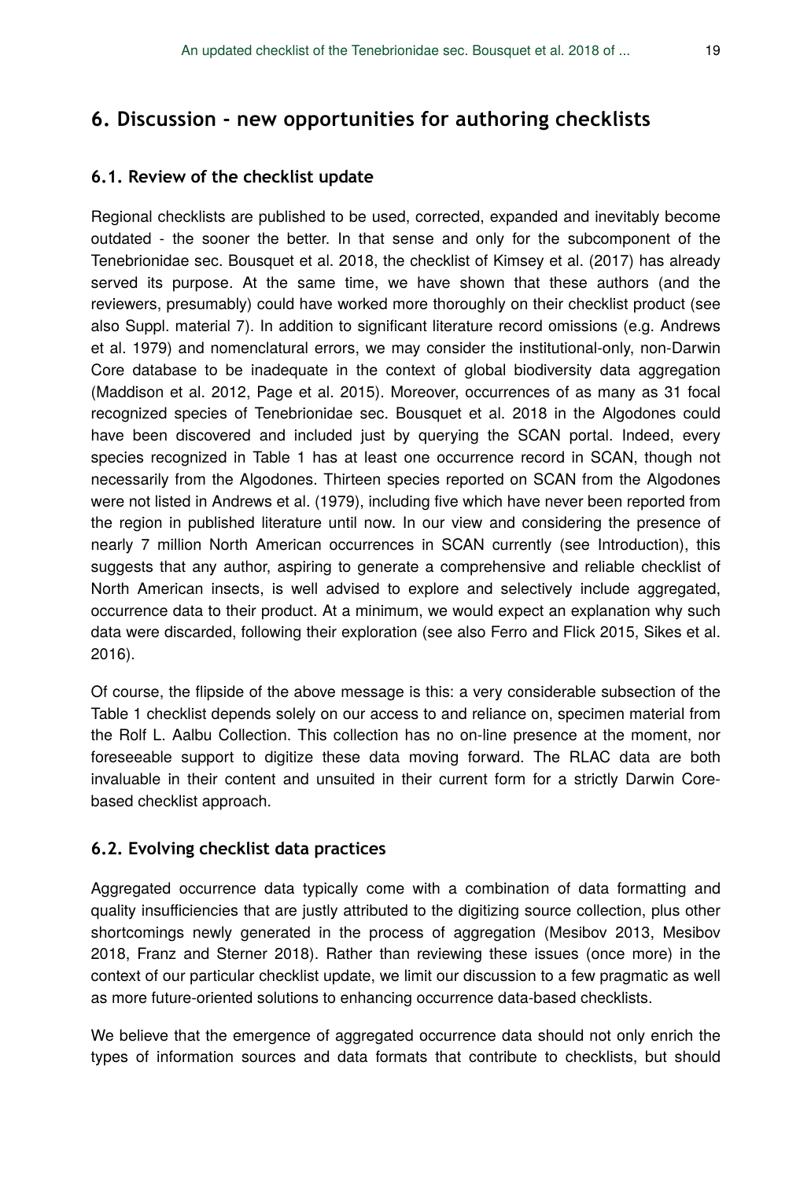## 6. Discussion - new opportunities for authoring checklists

### 6.1. Review of the checklist update

Regional checklists are published to be used, corrected, expanded and inevitably become outdated - the sooner the better. In that sense and only for the subcomponent of the Tenebrionidae sec. Bousquet et al. 2018, the checklist of Kimsey et al. (2017) has already served its purpose. At the same time, we have shown that these authors (and the reviewers, presumably) could have worked more thoroughly on their checklist product (see also Suppl. material 7). In addition to significant literature record omissions (e.g. Andrews et al. 1979) and nomenclatural errors, we may consider the institutional-only, non-Darwin Core database to be inadequate in the context of global biodiversity data aggregation (Maddison et al. 2012, Page et al. 2015). Moreover, occurrences of as many as 31 focal recognized species of Tenebrionidae sec. Bousquet et al. 2018 in the Algodones could have been discovered and included just by querying the SCAN portal. Indeed, every species recognized in Table 1 has at least one occurrence record in SCAN, though not necessarily from the Algodones. Thirteen species reported on SCAN from the Algodones were not listed in Andrews et al. (1979), including five which have never been reported from the region in published literature until now. In our view and considering the presence of nearly 7 million North American occurrences in SCAN currently (see Introduction), this suggests that any author, aspiring to generate a comprehensive and reliable checklist of North American insects, is well advised to explore and selectively include aggregated, occurrence data to their product. At a minimum, we would expect an explanation why such data were discarded, following their exploration (see also Ferro and Flick 2015, Sikes et al. 2016).

Of course, the flipside of the above message is this: a very considerable subsection of the Table 1 checklist depends solely on our access to and reliance on, specimen material from the Rolf L. Aalbu Collection. This collection has no on-line presence at the moment, nor foreseeable support to digitize these data moving forward. The RLAC data are both invaluable in their content and unsuited in their current form for a strictly Darwin Core-based checklist approach.

### 6.2. Evolving checklist data practices

Aggregated occurrence data typically come with a combination of data formatting and quality insufficiencies that are justly attributed to the digitizing source collection, plus other shortcomings newly generated in the process of aggregation (Mesibov 2013, Mesibov 2018, Franz and Sterner 2018). Rather than reviewing these issues (once more) in the context of our particular checklist update, we limit our discussion to a few pragmatic as well as more future-oriented solutions to enhancing occurrence data-based checklists.

We believe that the emergence of aggregated occurrence data should not only enrich the types of information sources and data formats that contribute to checklists, but should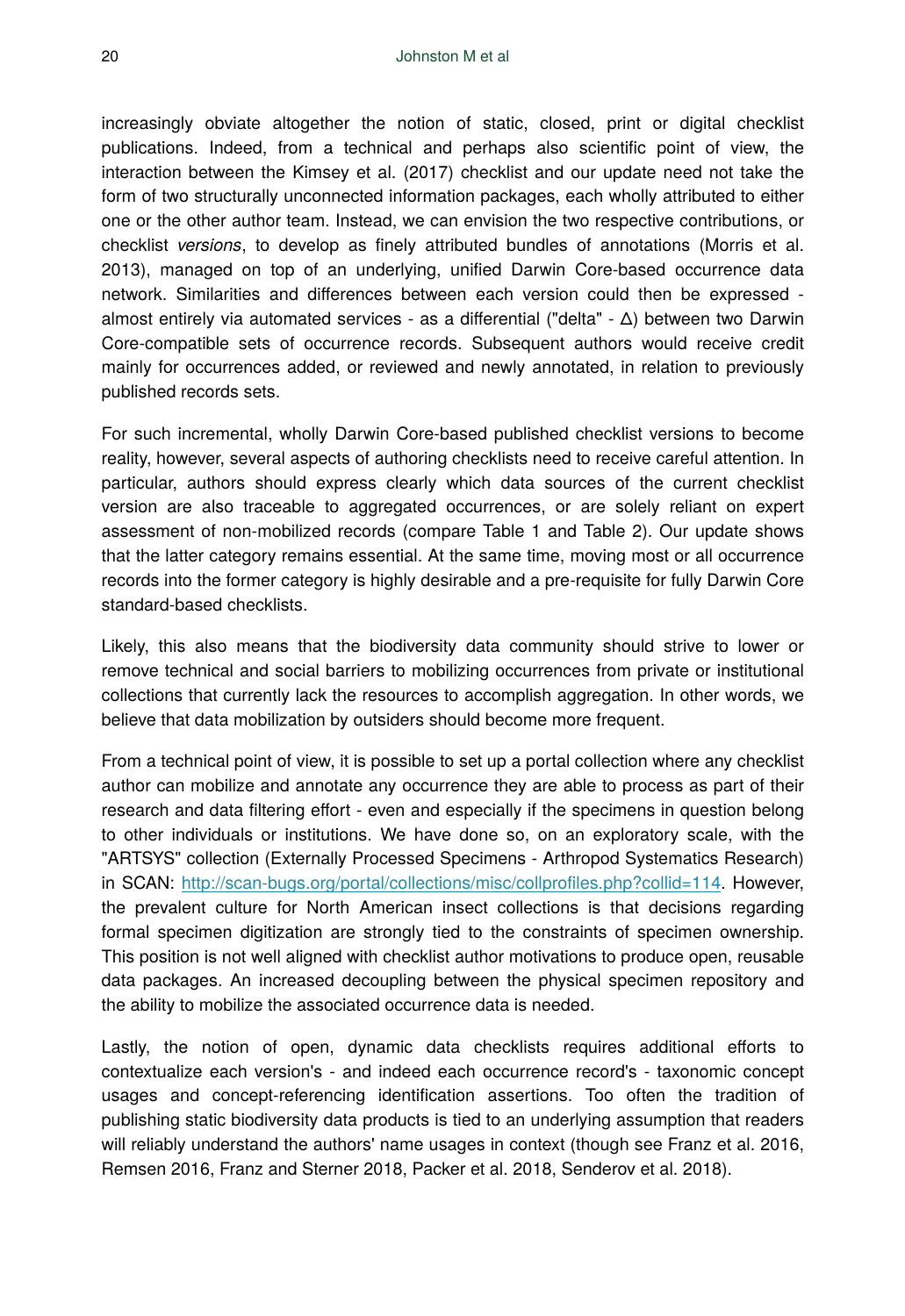increasingly obviate altogether the notion of static, closed, print or digital checklist publications. Indeed, from a technical and perhaps also scientific point of view, the interaction between the Kimsey et al. (2017) checklist and our update need not take the form of two structurally unconnected information packages, each wholly attributed to either one or the other author team. Instead, we can envision the two respective contributions, or checklist *versions*, to develop as finely attributed bundles of annotations (Morris et al. 2013), managed on top of an underlying, unified Darwin Core-based occurrence data network. Similarities and differences between each version could then be expressed - almost entirely via automated services - as a differential ("delta" - Δ) between two Darwin Core-compatible sets of occurrence records. Subsequent authors would receive credit mainly for occurrences added, or reviewed and newly annotated, in relation to previously published records sets.

For such incremental, wholly Darwin Core-based published checklist versions to become reality, however, several aspects of authoring checklists need to receive careful attention. In particular, authors should express clearly which data sources of the current checklist version are also traceable to aggregated occurrences, or are solely reliant on expert assessment of non-mobilized records (compare Table 1 and Table 2). Our update shows that the latter category remains essential. At the same time, moving most or all occurrence records into the former category is highly desirable and a pre-requisite for fully Darwin Core standard-based checklists.

Likely, this also means that the biodiversity data community should strive to lower or remove technical and social barriers to mobilizing occurrences from private or institutional collections that currently lack the resources to accomplish aggregation. In other words, we believe that data mobilization by outsiders should become more frequent.

From a technical point of view, it is possible to set up a portal collection where any checklist author can mobilize and annotate any occurrence they are able to process as part of their research and data filtering effort - even and especially if the specimens in question belong to other individuals or institutions. We have done so, on an exploratory scale, with the "ARTSYS" collection (Externally Processed Specimens - Arthropod Systematics Research) in SCAN: [http://scan-bugs.org/portal/collections/misc/collprofiles.php?collid=114](http://scan-bugs.org/portal/collections/misc/collprofiles.php?collid=114). However, the prevalent culture for North American insect collections is that decisions regarding formal specimen digitization are strongly tied to the constraints of specimen ownership. This position is not well aligned with checklist author motivations to produce open, reusable data packages. An increased decoupling between the physical specimen repository and the ability to mobilize the associated occurrence data is needed.

Lastly, the notion of open, dynamic data checklists requires additional efforts to contextualize each version's - and indeed each occurrence record's - taxonomic concept usages and concept-referencing identification assertions. Too often the tradition of publishing static biodiversity data products is tied to an underlying assumption that readers will reliably understand the authors' name usages in context (though see Franz et al. 2016, Remsen 2016, Franz and Sterner 2018, Packer et al. 2018, Senderov et al. 2018).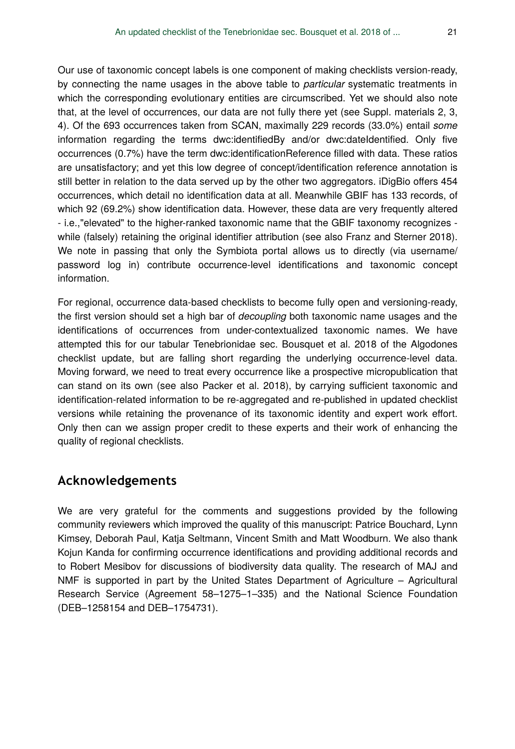Our use of taxonomic concept labels is one component of making checklists version-ready, by connecting the name usages in the above table to *particular* systematic treatments in which the corresponding evolutionary entities are circumscribed. Yet we should also note that, at the level of occurrences, our data are not fully there yet (see Suppl. materials 2, 3, 4). Of the 693 occurrences taken from SCAN, maximally 229 records (33.0%) entail *some* information regarding the terms dwc:identifiedBy and/or dwc:dateIdentified. Only five occurrences (0.7%) have the term dwc:identificationReference filled with data. These ratios are unsatisfactory; and yet this low degree of concept/identification reference annotation is still better in relation to the data served up by the other two aggregators. iDigBio offers 454 occurrences, which detail no identification data at all. Meanwhile GBIF has 133 records, of which 92 (69.2%) show identification data. However, these data are very frequently altered - i.e.,"elevated" to the higher-ranked taxonomic name that the GBIF taxonomy recognizes - while (falsely) retaining the original identifier attribution (see also Franz and Sterner 2018). We note in passing that only the Symbiota portal allows us to directly (via username/ password log in) contribute occurrence-level identifications and taxonomic concept information.

For regional, occurrence data-based checklists to become fully open and versioning-ready, the first version should set a high bar of *decoupling* both taxonomic name usages and the identifications of occurrences from under-contextualized taxonomic names. We have attempted this for our tabular Tenebrionidae sec. Bousquet et al. 2018 of the Algodones checklist update, but are falling short regarding the underlying occurrence-level data. Moving forward, we need to treat every occurrence like a prospective micropublication that can stand on its own (see also Packer et al. 2018), by carrying sufficient taxonomic and identification-related information to be re-aggregated and re-published in updated checklist versions while retaining the provenance of its taxonomic identity and expert work effort. Only then can we assign proper credit to these experts and their work of enhancing the quality of regional checklists.

## Acknowledgements

We are very grateful for the comments and suggestions provided by the following community reviewers which improved the quality of this manuscript: Patrice Bouchard, Lynn Kimsey, Deborah Paul, Katja Seltmann, Vincent Smith and Matt Woodburn. We also thank Kojun Kanda for confirming occurrence identifications and providing additional records and to Robert Mesibov for discussions of biodiversity data quality. The research of MAJ and NMF is supported in part by the United States Department of Agriculture – Agricultural Research Service (Agreement 58–1275–1–335) and the National Science Foundation (DEB–1258154 and DEB–1754731).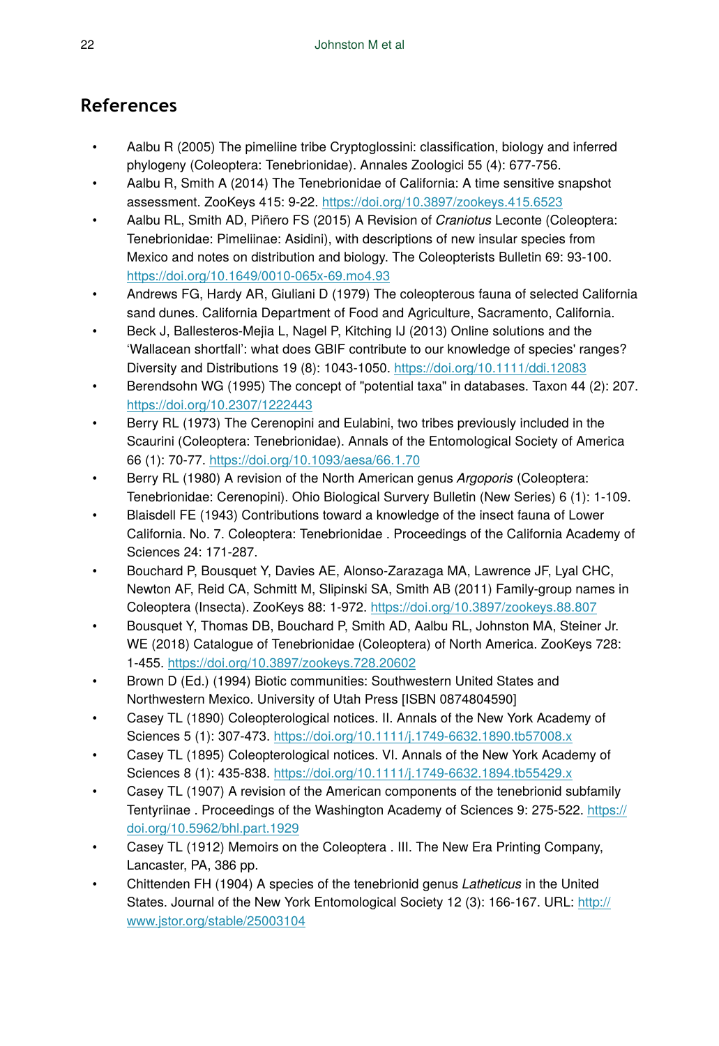## References

- Aalbu R (2005) The pimeliine tribe Cryptoglossini: classification, biology and inferred phylogeny (Coleoptera: Tenebrionidae). Annales Zoologici 55 (4): 677-756.
- Aalbu R, Smith A (2014) The Tenebrionidae of California: A time sensitive snapshot assessment. ZooKeys 415: 9-22. https://doi.org/10.3897/zookeys.415.6523
- Aalbu RL, Smith AD, Piñero FS (2015) A Revision of *Craniotus* Leconte (Coleoptera: Tenebrionidae: Pimeliinae: Asidini), with descriptions of new insular species from Mexico and notes on distribution and biology. The Coleopterists Bulletin 69: 93-100. https://doi.org/10.1649/0010-065x-69.mo4.93
- Andrews FG, Hardy AR, Giuliani D (1979) The coleopterous fauna of selected California sand dunes. California Department of Food and Agriculture, Sacramento, California.
- Beck J, Ballesteros-Mejia L, Nagel P, Kitching IJ (2013) Online solutions and the 'Wallacean shortfall': what does GBIF contribute to our knowledge of species' ranges? Diversity and Distributions 19 (8): 1043-1050. https://doi.org/10.1111/ddi.12083
- Berendsohn WG (1995) The concept of "potential taxa" in databases. Taxon 44 (2): 207. https://doi.org/10.2307/1222443
- Berry RL (1973) The Cerenopini and Eulabini, two tribes previously included in the Scaurini (Coleoptera: Tenebrionidae). Annals of the Entomological Society of America 66 (1): 70-77. https://doi.org/10.1093/aesa/66.1.70
- Berry RL (1980) A revision of the North American genus *Argoporis* (Coleoptera: Tenebrionidae: Cerenopini). Ohio Biological Survery Bulletin (New Series) 6 (1): 1-109.
- Blaisdell FE (1943) Contributions toward a knowledge of the insect fauna of Lower California. No. 7. Coleoptera: Tenebrionidae . Proceedings of the California Academy of Sciences 24: 171-287.
- Bouchard P, Bousquet Y, Davies AE, Alonso-Zarazaga MA, Lawrence JF, Lyal CHC, Newton AF, Reid CA, Schmitt M, Slipinski SA, Smith AB (2011) Family-group names in Coleoptera (Insecta). ZooKeys 88: 1-972. https://doi.org/10.3897/zookeys.88.807
- Bousquet Y, Thomas DB, Bouchard P, Smith AD, Aalbu RL, Johnston MA, Steiner Jr. WE (2018) Catalogue of Tenebrionidae (Coleoptera) of North America. ZooKeys 728: 1-455. https://doi.org/10.3897/zookeys.728.20602
- Brown D (Ed.) (1994) Biotic communities: Southwestern United States and Northwestern Mexico. University of Utah Press [ISBN 0874804590]
- Casey TL (1890) Coleopterological notices. II. Annals of the New York Academy of Sciences 5 (1): 307-473. https://doi.org/10.1111/j.1749-6632.1890.tb57008.x
- Casey TL (1895) Coleopterological notices. VI. Annals of the New York Academy of Sciences 8 (1): 435-838. https://doi.org/10.1111/j.1749-6632.1894.tb55429.x
- Casey TL (1907) A revision of the American components of the tenebrionid subfamily Tentyriinae . Proceedings of the Washington Academy of Sciences 9: 275-522. https://doi.org/10.5962/bhl.part.1929
- Casey TL (1912) Memoirs on the Coleoptera . III. The New Era Printing Company, Lancaster, PA, 386 pp.
- Chittenden FH (1904) A species of the tenebrionid genus *Latheticus* in the United States. Journal of the New York Entomological Society 12 (3): 166-167. URL: http://www.jstor.org/stable/25003104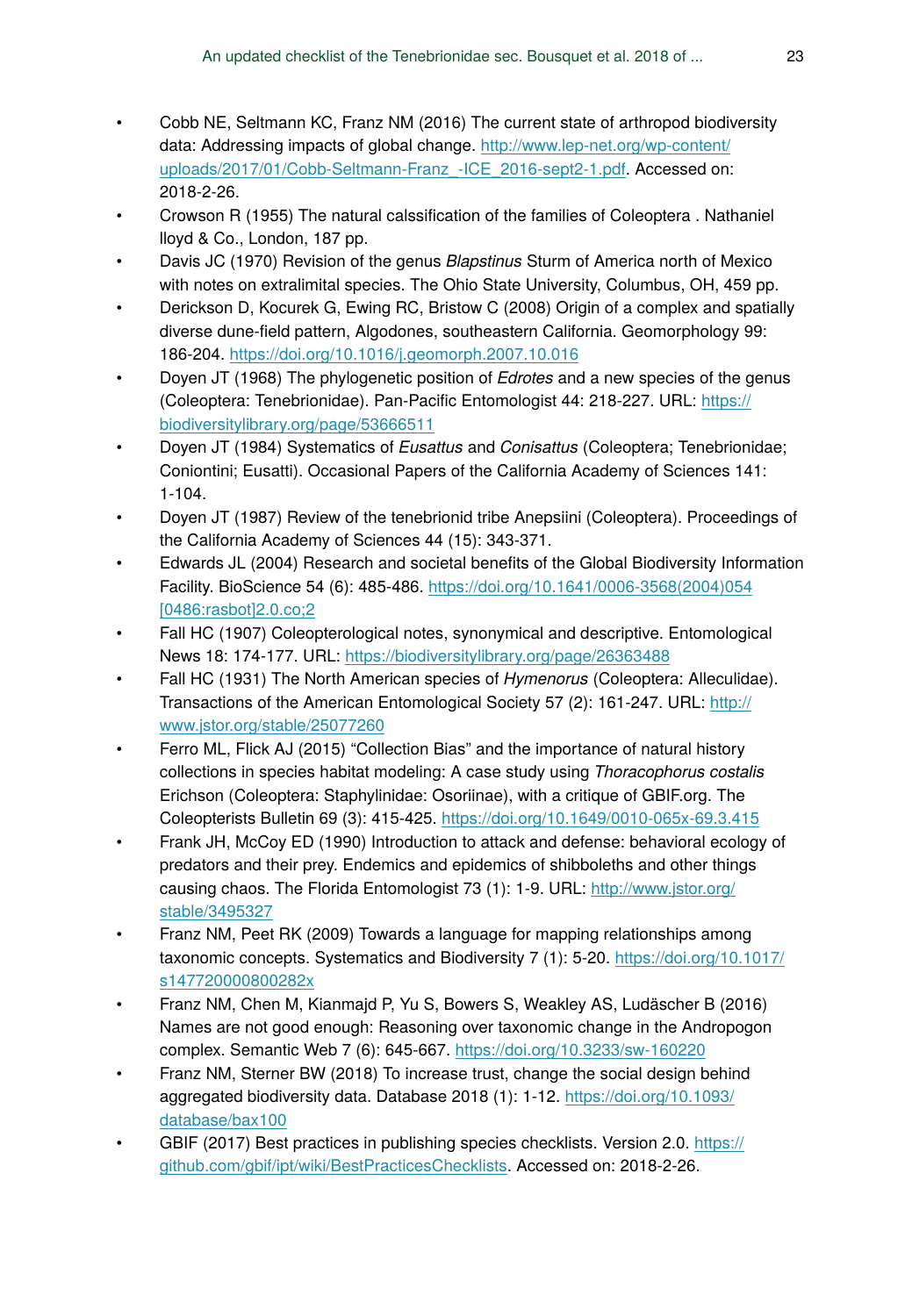- Cobb NE, Seltmann KC, Franz NM (2016) The current state of arthropod biodiversity data: Addressing impacts of global change. http://www.lep-net.org/wp-content/uploads/2017/01/Cobb-Seltmann-Franz_-ICE_2016-sept2-1.pdf. Accessed on: 2018-2-26.
- Crowson R (1955) The natural calssification of the families of Coleoptera . Nathaniel lloyd & Co., London, 187 pp.
- Davis JC (1970) Revision of the genus *Blapstinus* Sturm of America north of Mexico with notes on extralimital species. The Ohio State University, Columbus, OH, 459 pp.
- Derickson D, Kocurek G, Ewing RC, Bristow C (2008) Origin of a complex and spatially diverse dune-field pattern, Algodones, southeastern California. Geomorphology 99: 186-204. https://doi.org/10.1016/j.geomorph.2007.10.016
- Doyen JT (1968) The phylogenetic position of *Edrotes* and a new species of the genus (Coleoptera: Tenebrionidae). Pan-Pacific Entomologist 44: 218-227. URL: https://biodiversitylibrary.org/page/53666511
- Doyen JT (1984) Systematics of *Eusattus* and *Conisattus* (Coleoptera; Tenebrionidae; Coniontini; Eusatti). Occasional Papers of the California Academy of Sciences 141: 1-104.
- Doyen JT (1987) Review of the tenebrionid tribe Anepsiini (Coleoptera). Proceedings of the California Academy of Sciences 44 (15): 343-371.
- Edwards JL (2004) Research and societal benefits of the Global Biodiversity Information Facility. BioScience 54 (6): 485-486. https://doi.org/10.1641/0006-3568(2004)054[0486:rasbot]2.0.co;2
- Fall HC (1907) Coleopterological notes, synonymical and descriptive. Entomological News 18: 174-177. URL: https://biodiversitylibrary.org/page/26363488
- Fall HC (1931) The North American species of *Hymenorus* (Coleoptera: Alleculidae). Transactions of the American Entomological Society 57 (2): 161-247. URL: http://www.jstor.org/stable/25077260
- Ferro ML, Flick AJ (2015) "Collection Bias" and the importance of natural history collections in species habitat modeling: A case study using *Thoracophorus costalis* Erichson (Coleoptera: Staphylinidae: Osoriinae), with a critique of GBIF.org. The Coleopterists Bulletin 69 (3): 415-425. https://doi.org/10.1649/0010-065x-69.3.415
- Frank JH, McCoy ED (1990) Introduction to attack and defense: behavioral ecology of predators and their prey. Endemics and epidemics of shibboleths and other things causing chaos. The Florida Entomologist 73 (1): 1-9. URL: http://www.jstor.org/stable/3495327
- Franz NM, Peet RK (2009) Towards a language for mapping relationships among taxonomic concepts. Systematics and Biodiversity 7 (1): 5-20. https://doi.org/10.1017/s147720000800282x
- Franz NM, Chen M, Kianmajd P, Yu S, Bowers S, Weakley AS, Ludäscher B (2016) Names are not good enough: Reasoning over taxonomic change in the Andropogon complex. Semantic Web 7 (6): 645-667. https://doi.org/10.3233/sw-160220
- Franz NM, Sterner BW (2018) To increase trust, change the social design behind aggregated biodiversity data. Database 2018 (1): 1-12. https://doi.org/10.1093/database/bax100
- GBIF (2017) Best practices in publishing species checklists. Version 2.0. https://github.com/gbif/ipt/wiki/BestPracticesChecklists. Accessed on: 2018-2-26.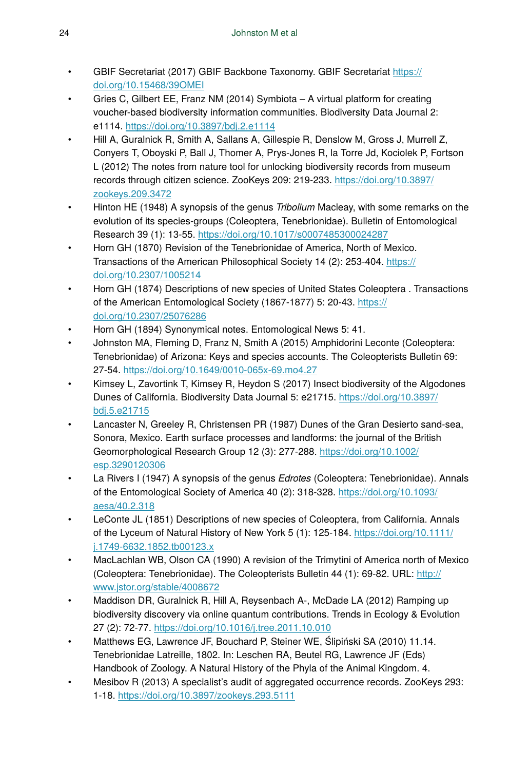- GBIF Secretariat (2017) GBIF Backbone Taxonomy. GBIF Secretariat https://doi.org/10.15468/39OMEI
- Gries C, Gilbert EE, Franz NM (2014) Symbiota – A virtual platform for creating voucher-based biodiversity information communities. Biodiversity Data Journal 2: e1114. https://doi.org/10.3897/bdj.2.e1114
- Hill A, Guralnick R, Smith A, Sallans A, Gillespie R, Denslow M, Gross J, Murrell Z, Conyers T, Oboyski P, Ball J, Thomer A, Prys-Jones R, la Torre Jd, Kociolek P, Fortson L (2012) The notes from nature tool for unlocking biodiversity records from museum records through citizen science. ZooKeys 209: 219-233. https://doi.org/10.3897/zookeys.209.3472
- Hinton HE (1948) A synopsis of the genus *Tribolium* Macleay, with some remarks on the evolution of its species-groups (Coleoptera, Tenebrionidae). Bulletin of Entomological Research 39 (1): 13-55. https://doi.org/10.1017/s0007485300024287
- Horn GH (1870) Revision of the Tenebrionidae of America, North of Mexico. Transactions of the American Philosophical Society 14 (2): 253-404. https://doi.org/10.2307/1005214
- Horn GH (1874) Descriptions of new species of United States Coleoptera . Transactions of the American Entomological Society (1867-1877) 5: 20-43. https://doi.org/10.2307/25076286
- Horn GH (1894) Synonymical notes. Entomological News 5: 41.
- Johnston MA, Fleming D, Franz N, Smith A (2015) Amphidorini Leconte (Coleoptera: Tenebrionidae) of Arizona: Keys and species accounts. The Coleopterists Bulletin 69: 27-54. https://doi.org/10.1649/0010-065x-69.mo4.27
- Kimsey L, Zavortink T, Kimsey R, Heydon S (2017) Insect biodiversity of the Algodones Dunes of California. Biodiversity Data Journal 5: e21715. https://doi.org/10.3897/bdj.5.e21715
- Lancaster N, Greeley R, Christensen PR (1987) Dunes of the Gran Desierto sand-sea, Sonora, Mexico. Earth surface processes and landforms: the journal of the British Geomorphological Research Group 12 (3): 277-288. https://doi.org/10.1002/esp.3290120306
- La Rivers I (1947) A synopsis of the genus *Edrotes* (Coleoptera: Tenebrionidae). Annals of the Entomological Society of America 40 (2): 318-328. https://doi.org/10.1093/aesa/40.2.318
- LeConte JL (1851) Descriptions of new species of Coleoptera, from California. Annals of the Lyceum of Natural History of New York 5 (1): 125-184. https://doi.org/10.1111/j.1749-6632.1852.tb00123.x
- MacLachlan WB, Olson CA (1990) A revision of the Trimytini of America north of Mexico (Coleoptera: Tenebrionidae). The Coleopterists Bulletin 44 (1): 69-82. URL: http://www.jstor.org/stable/4008672
- Maddison DR, Guralnick R, Hill A, Reysenbach A-, McDade LA (2012) Ramping up biodiversity discovery via online quantum contributions. Trends in Ecology & Evolution 27 (2): 72-77. https://doi.org/10.1016/j.tree.2011.10.010
- Matthews EG, Lawrence JF, Bouchard P, Steiner WE, Ślipiński SA (2010) 11.14. Tenebrionidae Latreille, 1802. In: Leschen RA, Beutel RG, Lawrence JF (Eds) Handbook of Zoology. A Natural History of the Phyla of the Animal Kingdom. 4.
- Mesibov R (2013) A specialist's audit of aggregated occurrence records. ZooKeys 293: 1-18. https://doi.org/10.3897/zookeys.293.5111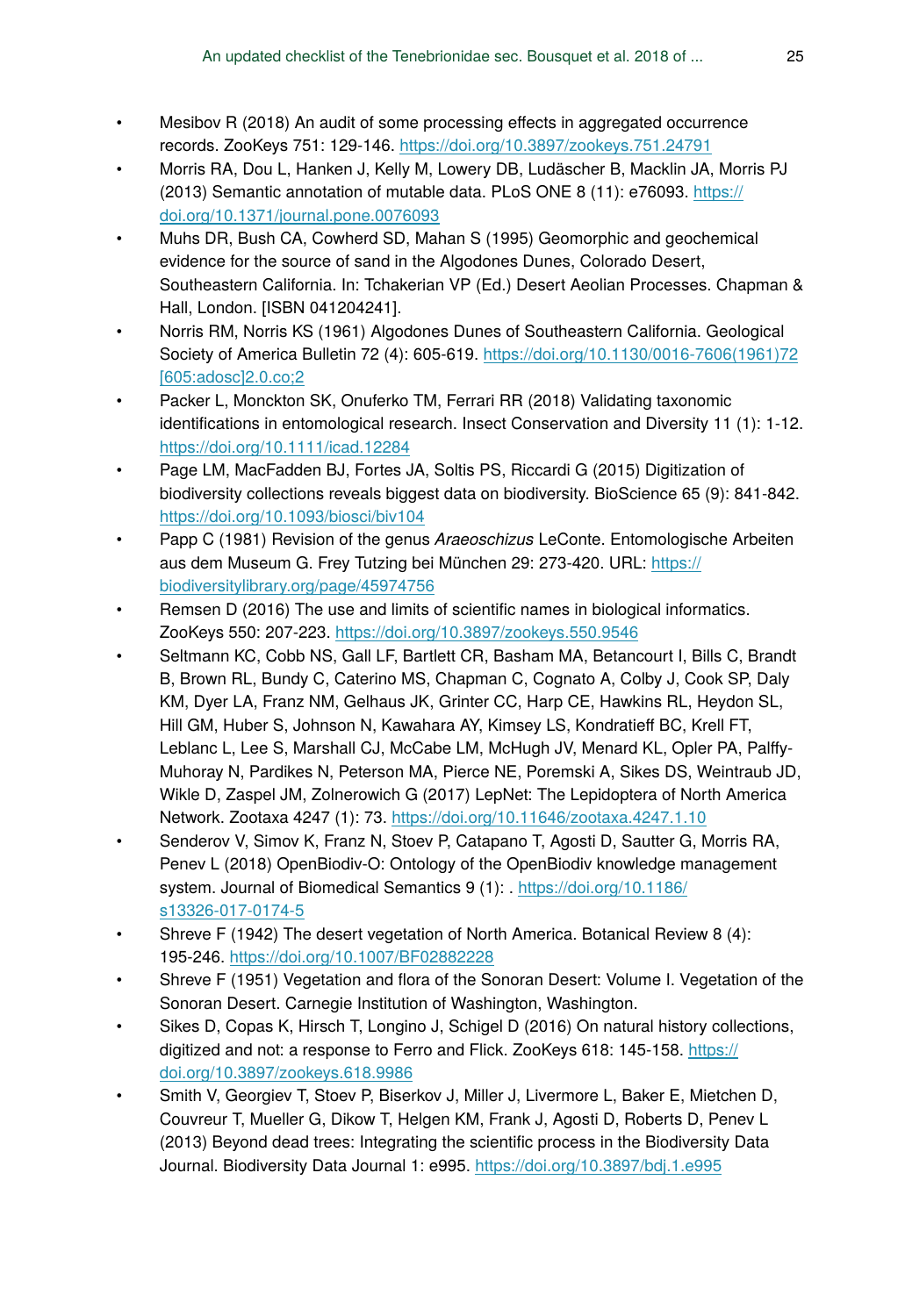- Mesibov R (2018) An audit of some processing effects in aggregated occurrence records. ZooKeys 751: 129-146. https://doi.org/10.3897/zookeys.751.24791
- Morris RA, Dou L, Hanken J, Kelly M, Lowery DB, Ludäscher B, Macklin JA, Morris PJ (2013) Semantic annotation of mutable data. PLoS ONE 8 (11): e76093. https://doi.org/10.1371/journal.pone.0076093
- Muhs DR, Bush CA, Cowherd SD, Mahan S (1995) Geomorphic and geochemical evidence for the source of sand in the Algodones Dunes, Colorado Desert, Southeastern California. In: Tchakerian VP (Ed.) Desert Aeolian Processes. Chapman & Hall, London. [ISBN 041204241].
- Norris RM, Norris KS (1961) Algodones Dunes of Southeastern California. Geological Society of America Bulletin 72 (4): 605-619. https://doi.org/10.1130/0016-7606(1961)72[605:adosc]2.0.co;2
- Packer L, Monckton SK, Onuferko TM, Ferrari RR (2018) Validating taxonomic identifications in entomological research. Insect Conservation and Diversity 11 (1): 1-12. https://doi.org/10.1111/icad.12284
- Page LM, MacFadden BJ, Fortes JA, Soltis PS, Riccardi G (2015) Digitization of biodiversity collections reveals biggest data on biodiversity. BioScience 65 (9): 841-842. https://doi.org/10.1093/biosci/biv104
- Papp C (1981) Revision of the genus *Araeoschizus* LeConte. Entomologische Arbeiten aus dem Museum G. Frey Tutzing bei München 29: 273-420. URL: https://biodiversitylibrary.org/page/45974756
- Remsen D (2016) The use and limits of scientific names in biological informatics. ZooKeys 550: 207-223. https://doi.org/10.3897/zookeys.550.9546
- Seltmann KC, Cobb NS, Gall LF, Bartlett CR, Basham MA, Betancourt I, Bills C, Brandt B, Brown RL, Bundy C, Caterino MS, Chapman C, Cognato A, Colby J, Cook SP, Daly KM, Dyer LA, Franz NM, Gelhaus JK, Grinter CC, Harp CE, Hawkins RL, Heydon SL, Hill GM, Huber S, Johnson N, Kawahara AY, Kimsey LS, Kondratieff BC, Krell FT, Leblanc L, Lee S, Marshall CJ, McCabe LM, McHugh JV, Menard KL, Opler PA, Palffy-Muhoray N, Pardikes N, Peterson MA, Pierce NE, Poremski A, Sikes DS, Weintraub JD, Wikle D, Zaspel JM, Zolnerowich G (2017) LepNet: The Lepidoptera of North America Network. Zootaxa 4247 (1): 73. https://doi.org/10.11646/zootaxa.4247.1.10
- Senderov V, Simov K, Franz N, Stoev P, Catapano T, Agosti D, Sautter G, Morris RA, Penev L (2018) OpenBiodiv-O: Ontology of the OpenBiodiv knowledge management system. Journal of Biomedical Semantics 9 (1): . https://doi.org/10.1186/s13326-017-0174-5
- Shreve F (1942) The desert vegetation of North America. Botanical Review 8 (4): 195-246. https://doi.org/10.1007/BF02882228
- Shreve F (1951) Vegetation and flora of the Sonoran Desert: Volume I. Vegetation of the Sonoran Desert. Carnegie Institution of Washington, Washington.
- Sikes D, Copas K, Hirsch T, Longino J, Schigel D (2016) On natural history collections, digitized and not: a response to Ferro and Flick. ZooKeys 618: 145-158. https://doi.org/10.3897/zookeys.618.9986
- Smith V, Georgiev T, Stoev P, Biserkov J, Miller J, Livermore L, Baker E, Mietchen D, Couvreur T, Mueller G, Dikow T, Helgen KM, Frank J, Agosti D, Roberts D, Penev L (2013) Beyond dead trees: Integrating the scientific process in the Biodiversity Data Journal. Biodiversity Data Journal 1: e995. https://doi.org/10.3897/bdj.1.e995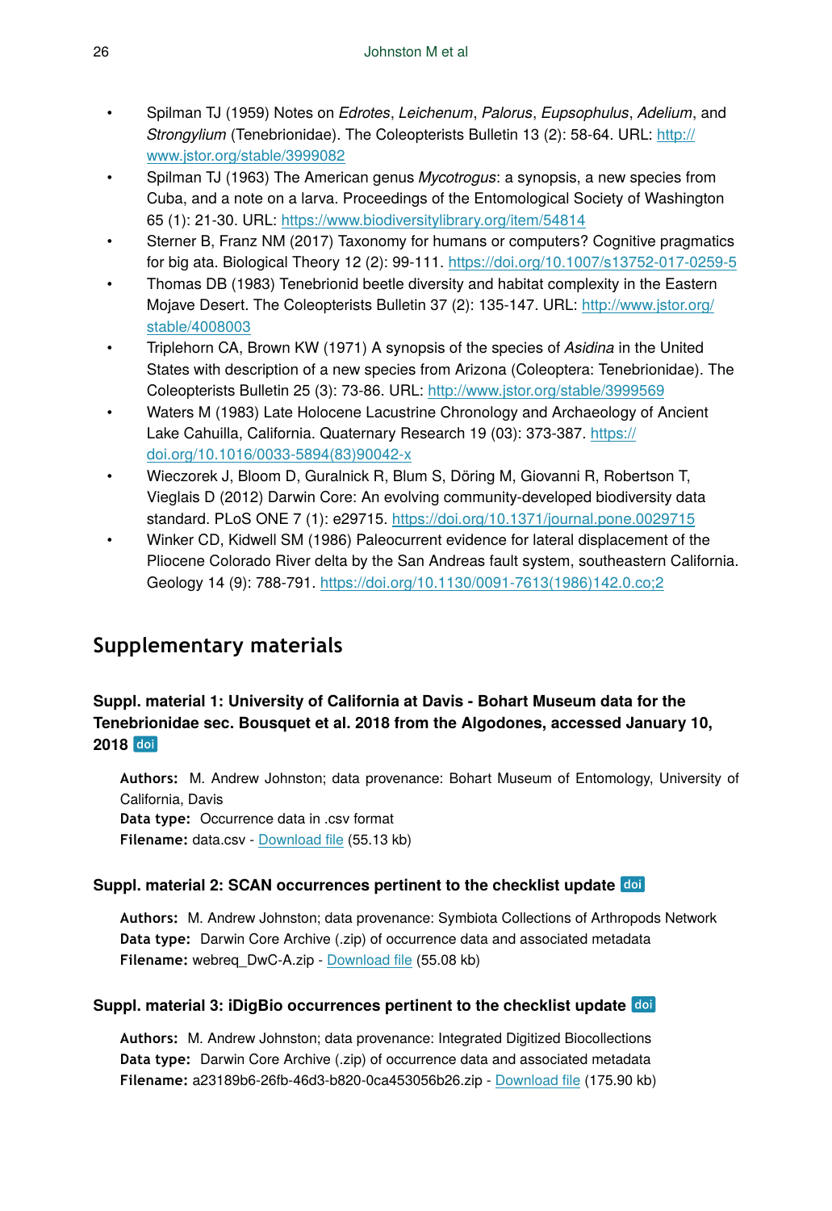- Spilman TJ (1959) Notes on *Edrotes*, *Leichenum*, *Palorus*, *Eupsophulus*, *Adelium*, and *Strongylium* (Tenebrionidae). The Coleopterists Bulletin 13 (2): 58-64. URL: http://www.jstor.org/stable/3999082
- Spilman TJ (1963) The American genus *Mycotrogus*: a synopsis, a new species from Cuba, and a note on a larva. Proceedings of the Entomological Society of Washington 65 (1): 21-30. URL: https://www.biodiversitylibrary.org/item/54814
- Sterner B, Franz NM (2017) Taxonomy for humans or computers? Cognitive pragmatics for big ata. Biological Theory 12 (2): 99-111. https://doi.org/10.1007/s13752-017-0259-5
- Thomas DB (1983) Tenebrionid beetle diversity and habitat complexity in the Eastern Mojave Desert. The Coleopterists Bulletin 37 (2): 135-147. URL: http://www.jstor.org/stable/4008003
- Triplehorn CA, Brown KW (1971) A synopsis of the species of *Asidina* in the United States with description of a new species from Arizona (Coleoptera: Tenebrionidae). The Coleopterists Bulletin 25 (3): 73-86. URL: http://www.jstor.org/stable/3999569
- Waters M (1983) Late Holocene Lacustrine Chronology and Archaeology of Ancient Lake Cahuilla, California. Quaternary Research 19 (03): 373-387. https://doi.org/10.1016/0033-5894(83)90042-x
- Wieczorek J, Bloom D, Guralnick R, Blum S, Döring M, Giovanni R, Robertson T, Vieglais D (2012) Darwin Core: An evolving community-developed biodiversity data standard. PLoS ONE 7 (1): e29715. https://doi.org/10.1371/journal.pone.0029715
- Winker CD, Kidwell SM (1986) Paleocurrent evidence for lateral displacement of the Pliocene Colorado River delta by the San Andreas fault system, southeastern California. Geology 14 (9): 788-791. https://doi.org/10.1130/0091-7613(1986)142.0.co;2

## Supplementary materials

### Suppl. material 1: University of California at Davis - Bohart Museum data for the Tenebrionidae sec. Bousquet et al. 2018 from the Algodones, accessed January 10, 2018 doi

**Authors:** M. Andrew Johnston; data provenance: Bohart Museum of Entomology, University of California, Davis
**Data type:** Occurrence data in .csv format
**Filename:** data.csv - Download file (55.13 kb)

### Suppl. material 2: SCAN occurrences pertinent to the checklist update doi

**Authors:** M. Andrew Johnston; data provenance: Symbiota Collections of Arthropods Network
**Data type:** Darwin Core Archive (.zip) of occurrence data and associated metadata
**Filename:** webreq_DwC-A.zip - Download file (55.08 kb)

### Suppl. material 3: iDigBio occurrences pertinent to the checklist update doi

**Authors:** M. Andrew Johnston; data provenance: Integrated Digitized Biocollections
**Data type:** Darwin Core Archive (.zip) of occurrence data and associated metadata
**Filename:** a23189b6-26fb-46d3-b820-0ca453056b26.zip - Download file (175.90 kb)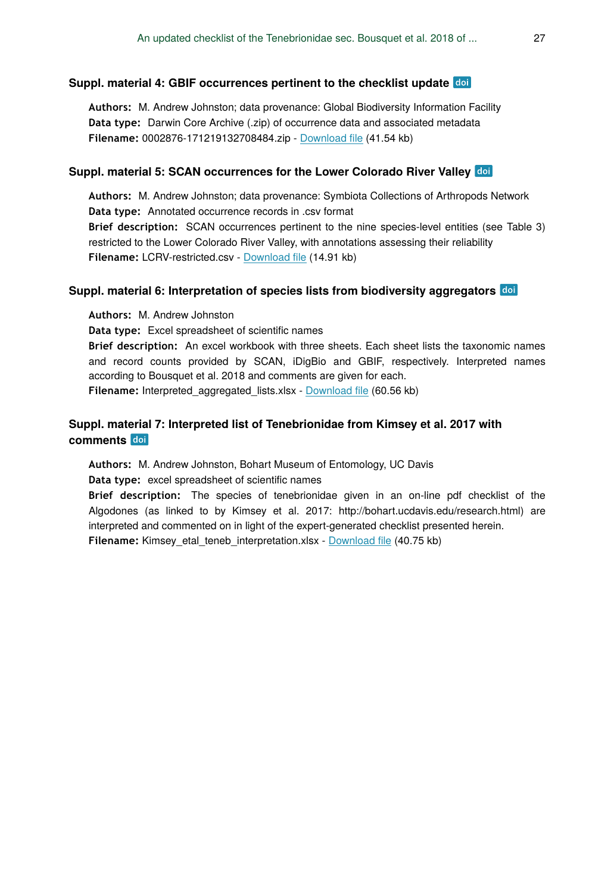### Suppl. material 4: GBIF occurrences pertinent to the checklist update doi

**Authors:** M. Andrew Johnston; data provenance: Global Biodiversity Information Facility
**Data type:** Darwin Core Archive (.zip) of occurrence data and associated metadata
**Filename:** 0002876-171219132708484.zip - Download file (41.54 kb)

### Suppl. material 5: SCAN occurrences for the Lower Colorado River Valley doi

**Authors:** M. Andrew Johnston; data provenance: Symbiota Collections of Arthropods Network
**Data type:** Annotated occurrence records in .csv format
**Brief description:** SCAN occurrences pertinent to the nine species-level entities (see Table 3) restricted to the Lower Colorado River Valley, with annotations assessing their reliability
**Filename:** LCRV-restricted.csv - Download file (14.91 kb)

### Suppl. material 6: Interpretation of species lists from biodiversity aggregators doi

**Authors:** M. Andrew Johnston
**Data type:** Excel spreadsheet of scientific names
**Brief description:** An excel workbook with three sheets. Each sheet lists the taxonomic names and record counts provided by SCAN, iDigBio and GBIF, respectively. Interpreted names according to Bousquet et al. 2018 and comments are given for each.
**Filename:** Interpreted_aggregated_lists.xlsx - Download file (60.56 kb)

### Suppl. material 7: Interpreted list of Tenebrionidae from Kimsey et al. 2017 with comments doi

**Authors:** M. Andrew Johnston, Bohart Museum of Entomology, UC Davis
**Data type:** excel spreadsheet of scientific names
**Brief description:** The species of tenebrionidae given in an on-line pdf checklist of the Algodones (as linked to by Kimsey et al. 2017: http://bohart.ucdavis.edu/research.html) are interpreted and commented on in light of the expert-generated checklist presented herein.
**Filename:** Kimsey_etal_teneb_interpretation.xlsx - Download file (40.75 kb)